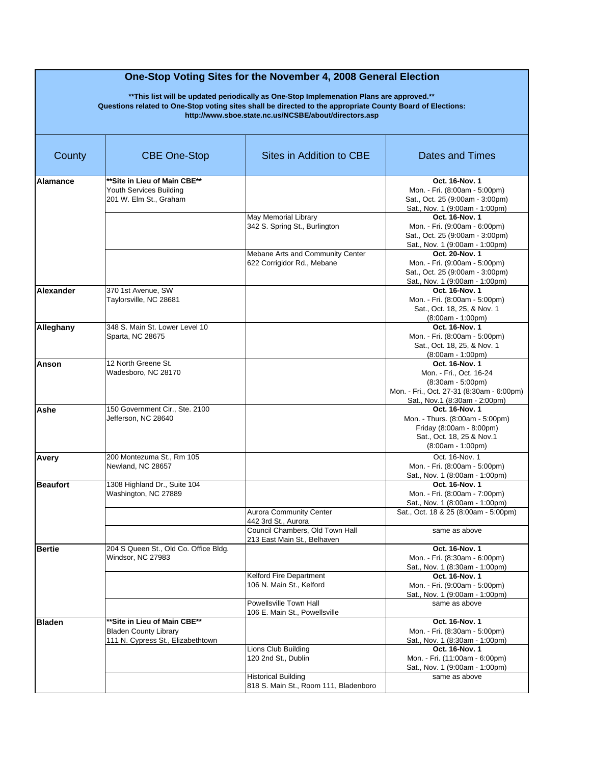# One-Stop Voting Sites for the November 4, 2008 General Election

**This list will be updated periodically as One-Stop Implemenation Plans are approved.**

**Questions related to One-Stop voting sites shall be directed to the appropriate County Board of Elections:**
**http://www.sboe.state.nc.us/NCSBE/about/directors.asp**

| County | CBE One-Stop | Sites in Addition to CBE | Dates and Times |
|---|---|---|---|
| **Alamance** | **Site in Lieu of Main CBE** <br> Youth Services Building <br> 201 W. Elm St., Graham | | **Oct. 16-Nov. 1** <br> Mon. - Fri. (8:00am - 5:00pm) <br> Sat., Oct. 25 (9:00am - 3:00pm) <br> Sat., Nov. 1 (9:00am - 1:00pm) |
| | | May Memorial Library <br> 342 S. Spring St., Burlington | **Oct. 16-Nov. 1** <br> Mon. - Fri. (9:00am - 6:00pm) <br> Sat., Oct. 25 (9:00am - 3:00pm) <br> Sat., Nov. 1 (9:00am - 1:00pm) |
| | | Mebane Arts and Community Center <br> 622 Corrigidor Rd., Mebane | **Oct. 20-Nov. 1** <br> Mon. - Fri. (9:00am - 5:00pm) <br> Sat., Oct. 25 (9:00am - 3:00pm) <br> Sat., Nov. 1 (9:00am - 1:00pm) |
| **Alexander** | 370 1st Avenue, SW <br> Taylorsville, NC 28681 | | **Oct. 16-Nov. 1** <br> Mon. - Fri. (8:00am - 5:00pm) <br> Sat., Oct. 18, 25, & Nov. 1 <br> (8:00am - 1:00pm) |
| **Alleghany** | 348 S. Main St. Lower Level 10 <br> Sparta, NC 28675 | | **Oct. 16-Nov. 1** <br> Mon. - Fri. (8:00am - 5:00pm) <br> Sat., Oct. 18, 25, & Nov. 1 <br> (8:00am - 1:00pm) |
| **Anson** | 12 North Greene St. <br> Wadesboro, NC 28170 | | **Oct. 16-Nov. 1** <br> Mon. - Fri., Oct. 16-24 <br> (8:30am - 5:00pm) <br> Mon. - Fri., Oct. 27-31 (8:30am - 6:00pm) <br> Sat., Nov.1 (8:30am - 2:00pm) |
| **Ashe** | 150 Government Cir., Ste. 2100 <br> Jefferson, NC 28640 | | **Oct. 16-Nov. 1** <br> Mon. - Thurs. (8:00am - 5:00pm) <br> Friday (8:00am - 8:00pm) <br> Sat., Oct. 18, 25 & Nov.1 <br> (8:00am - 1:00pm) |
| **Avery** | 200 Montezuma St., Rm 105 <br> Newland, NC 28657 | | Oct. 16-Nov. 1 <br> Mon. - Fri. (8:00am - 5:00pm) <br> Sat., Nov. 1 (8:00am - 1:00pm) |
| **Beaufort** | 1308 Highland Dr., Suite 104 <br> Washington, NC 27889 | | **Oct. 16-Nov. 1** <br> Mon. - Fri. (8:00am - 7:00pm) <br> Sat., Nov. 1 (8:00am - 1:00pm) |
| | | Aurora Community Center <br> 442 3rd St., Aurora | Sat., Oct. 18 & 25 (8:00am - 5:00pm) |
| | | Council Chambers, Old Town Hall <br> 213 East Main St., Belhaven | same as above |
| **Bertie** | 204 S Queen St., Old Co. Office Bldg. <br> Windsor, NC 27983 | | **Oct. 16-Nov. 1** <br> Mon. - Fri. (8:30am - 6:00pm) <br> Sat., Nov. 1 (8:30am - 1:00pm) |
| | | Kelford Fire Department <br> 106 N. Main St., Kelford | **Oct. 16-Nov. 1** <br> Mon. - Fri. (9:00am - 5:00pm) <br> Sat., Nov. 1 (9:00am - 1:00pm) |
| | | Powellsville Town Hall <br> 106 E. Main St., Powellsville | same as above |
| **Bladen** | **Site in Lieu of Main CBE** <br> Bladen County Library <br> 111 N. Cypress St., Elizabethtown | | **Oct. 16-Nov. 1** <br> Mon. - Fri. (8:30am - 5:00pm) <br> Sat., Nov. 1 (8:30am - 1:00pm) |
| | | Lions Club Building <br> 120 2nd St., Dublin | **Oct. 16-Nov. 1** <br> Mon. - Fri. (11:00am - 6:00pm) <br> Sat., Nov. 1 (9:00am - 1:00pm) |
| | | Historical Building <br> 818 S. Main St., Room 111, Bladenboro | same as above |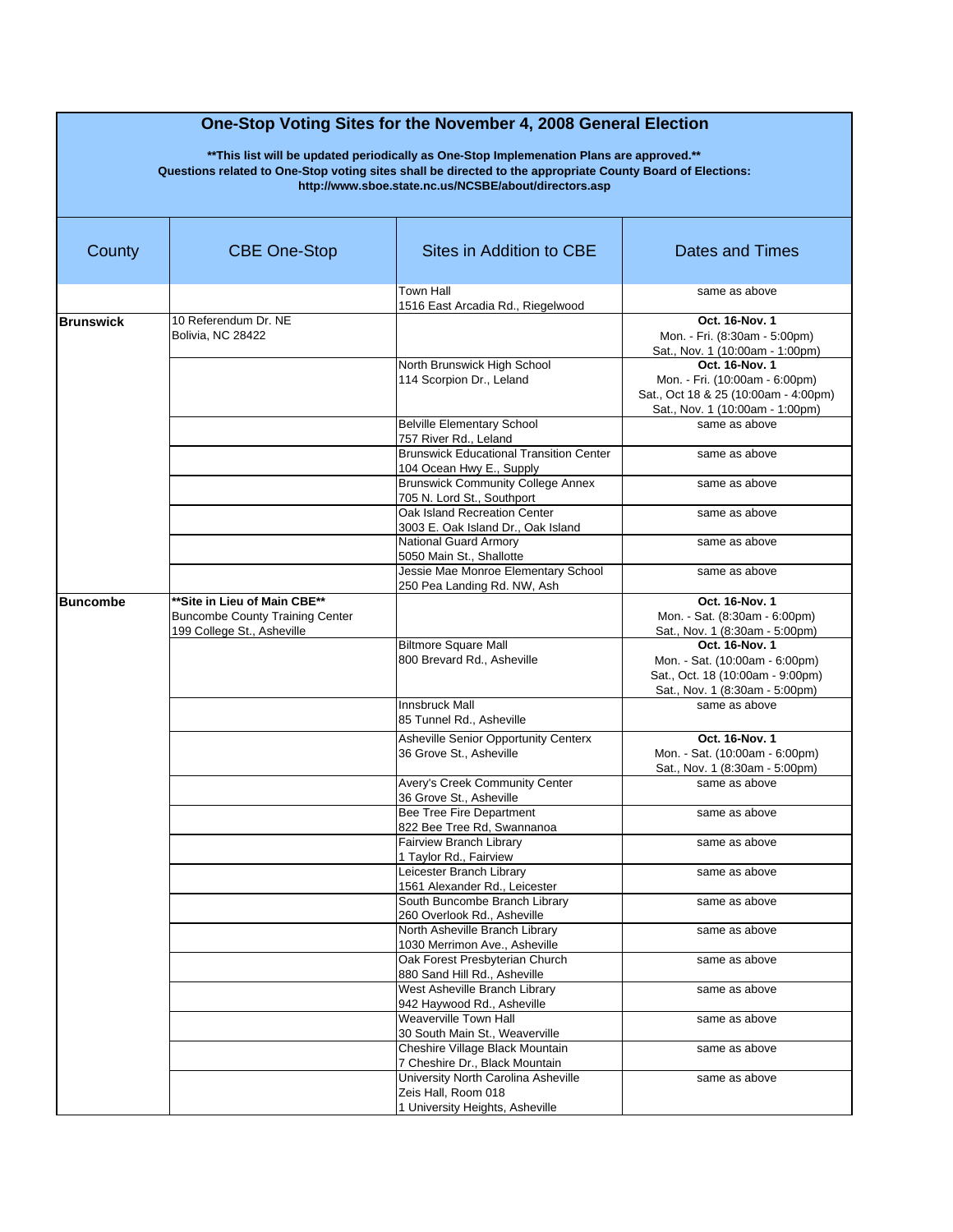# One-Stop Voting Sites for the November 4, 2008 General Election

**\*\*This list will be updated periodically as One-Stop Implemenation Plans are approved.\*\***
**Questions related to One-Stop voting sites shall be directed to the appropriate County Board of Elections:**
**http://www.sboe.state.nc.us/NCSBE/about/directors.asp**

| County | CBE One-Stop | Sites in Addition to CBE | Dates and Times |
|---|---|---|---|
| | | Town Hall<br>1516 East Arcadia Rd., Riegelwood | same as above |
| **Brunswick** | 10 Referendum Dr. NE<br>Bolivia, NC 28422 | | **Oct. 16-Nov. 1**<br>Mon. - Fri. (8:30am - 5:00pm)<br>Sat., Nov. 1 (10:00am - 1:00pm) |
| | | North Brunswick High School<br>114 Scorpion Dr., Leland | **Oct. 16-Nov. 1**<br>Mon. - Fri. (10:00am - 6:00pm)<br>Sat., Oct 18 & 25 (10:00am - 4:00pm)<br>Sat., Nov. 1 (10:00am - 1:00pm) |
| | | Belville Elementary School<br>757 River Rd., Leland | same as above |
| | | Brunswick Educational Transition Center<br>104 Ocean Hwy E., Supply | same as above |
| | | Brunswick Community College Annex<br>705 N. Lord St., Southport | same as above |
| | | Oak Island Recreation Center<br>3003 E. Oak Island Dr., Oak Island | same as above |
| | | National Guard Armory<br>5050 Main St., Shallotte | same as above |
| | | Jessie Mae Monroe Elementary School<br>250 Pea Landing Rd. NW, Ash | same as above |
| **Buncombe** | **\*\*Site in Lieu of Main CBE\*\***<br>Buncombe County Training Center<br>199 College St., Asheville | | **Oct. 16-Nov. 1**<br>Mon. - Sat. (8:30am - 6:00pm)<br>Sat., Nov. 1 (8:30am - 5:00pm) |
| | | Biltmore Square Mall<br>800 Brevard Rd., Asheville | **Oct. 16-Nov. 1**<br>Mon. - Sat. (10:00am - 6:00pm)<br>Sat., Oct. 18 (10:00am - 9:00pm)<br>Sat., Nov. 1 (8:30am - 5:00pm) |
| | | Innsbruck Mall<br>85 Tunnel Rd., Asheville | same as above |
| | | Asheville Senior Opportunity Centerx<br>36 Grove St., Asheville | **Oct. 16-Nov. 1**<br>Mon. - Sat. (10:00am - 6:00pm)<br>Sat., Nov. 1 (8:30am - 5:00pm) |
| | | Avery's Creek Community Center<br>36 Grove St., Asheville | same as above |
| | | Bee Tree Fire Department<br>822 Bee Tree Rd, Swannanoa | same as above |
| | | Fairview Branch Library<br>1 Taylor Rd., Fairview | same as above |
| | | Leicester Branch Library<br>1561 Alexander Rd., Leicester | same as above |
| | | South Buncombe Branch Library<br>260 Overlook Rd., Asheville | same as above |
| | | North Asheville Branch Library<br>1030 Merrimon Ave., Asheville | same as above |
| | | Oak Forest Presbyterian Church<br>880 Sand Hill Rd., Asheville | same as above |
| | | West Asheville Branch Library<br>942 Haywood Rd., Asheville | same as above |
| | | Weaverville Town Hall<br>30 South Main St., Weaverville | same as above |
| | | Cheshire Village Black Mountain<br>7 Cheshire Dr., Black Mountain | same as above |
| | | University North Carolina Asheville<br>Zeis Hall, Room 018<br>1 University Heights, Asheville | same as above |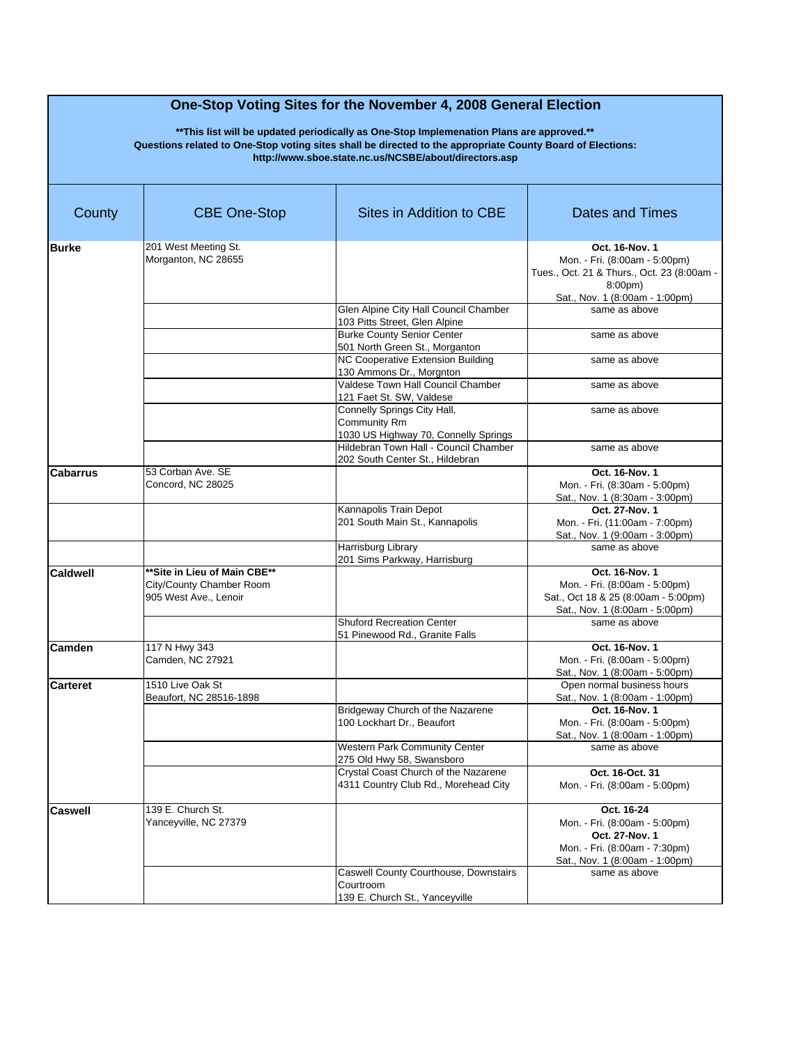# One-Stop Voting Sites for the November 4, 2008 General Election

**\*\*This list will be updated periodically as One-Stop Implemenation Plans are approved.\*\***
**Questions related to One-Stop voting sites shall be directed to the appropriate County Board of Elections:**
**http://www.sboe.state.nc.us/NCSBE/about/directors.asp**

| County | CBE One-Stop | Sites in Addition to CBE | Dates and Times |
|---|---|---|---|
| **Burke** | 201 West Meeting St.<br>Morganton, NC 28655 | | **Oct. 16-Nov. 1**<br>Mon. - Fri. (8:00am - 5:00pm)<br>Tues., Oct. 21 & Thurs., Oct. 23 (8:00am - 8:00pm)<br>Sat., Nov. 1 (8:00am - 1:00pm) |
| | | Glen Alpine City Hall Council Chamber<br>103 Pitts Street, Glen Alpine | same as above |
| | | Burke County Senior Center<br>501 North Green St., Morganton | same as above |
| | | NC Cooperative Extension Building<br>130 Ammons Dr., Morgnton | same as above |
| | | Valdese Town Hall Council Chamber<br>121 Faet St. SW, Valdese | same as above |
| | | Connelly Springs City Hall, Community Rm<br>1030 US Highway 70, Connelly Springs | same as above |
| | | Hildebran Town Hall - Council Chamber<br>202 South Center St., Hildebran | same as above |
| **Cabarrus** | 53 Corban Ave. SE<br>Concord, NC 28025 | | **Oct. 16-Nov. 1**<br>Mon. - Fri. (8:30am - 5:00pm)<br>Sat., Nov. 1 (8:30am - 3:00pm) |
| | | Kannapolis Train Depot<br>201 South Main St., Kannapolis | **Oct. 27-Nov. 1**<br>Mon. - Fri. (11:00am - 7:00pm)<br>Sat., Nov. 1 (9:00am - 3:00pm) |
| | | Harrisburg Library<br>201 Sims Parkway, Harrisburg | same as above |
| **Caldwell** | **\*\*Site in Lieu of Main CBE\*\***<br>City/County Chamber Room<br>905 West Ave., Lenoir | | **Oct. 16-Nov. 1**<br>Mon. - Fri. (8:00am - 5:00pm)<br>Sat., Oct 18 & 25 (8:00am - 5:00pm)<br>Sat., Nov. 1 (8:00am - 5:00pm) |
| | | Shuford Recreation Center<br>51 Pinewood Rd., Granite Falls | same as above |
| **Camden** | 117 N Hwy 343<br>Camden, NC 27921 | | **Oct. 16-Nov. 1**<br>Mon. - Fri. (8:00am - 5:00pm)<br>Sat., Nov. 1 (8:00am - 5:00pm) |
| **Carteret** | 1510 Live Oak St<br>Beaufort, NC 28516-1898 | | Open normal business hours<br>Sat., Nov. 1 (8:00am - 1:00pm) |
| | | Bridgeway Church of the Nazarene<br>100 Lockhart Dr., Beaufort | **Oct. 16-Nov. 1**<br>Mon. - Fri. (8:00am - 5:00pm)<br>Sat., Nov. 1 (8:00am - 1:00pm) |
| | | Western Park Community Center<br>275 Old Hwy 58, Swansboro | same as above |
| | | Crystal Coast Church of the Nazarene<br>4311 Country Club Rd., Morehead City | **Oct. 16-Oct. 31**<br>Mon. - Fri. (8:00am - 5:00pm) |
| **Caswell** | 139 E. Church St.<br>Yanceyville, NC 27379 | | **Oct. 16-24**<br>Mon. - Fri. (8:00am - 5:00pm)<br>**Oct. 27-Nov. 1**<br>Mon. - Fri. (8:00am - 7:30pm)<br>Sat., Nov. 1 (8:00am - 1:00pm) |
| | | Caswell County Courthouse, Downstairs Courtroom<br>139 E. Church St., Yanceyville | same as above |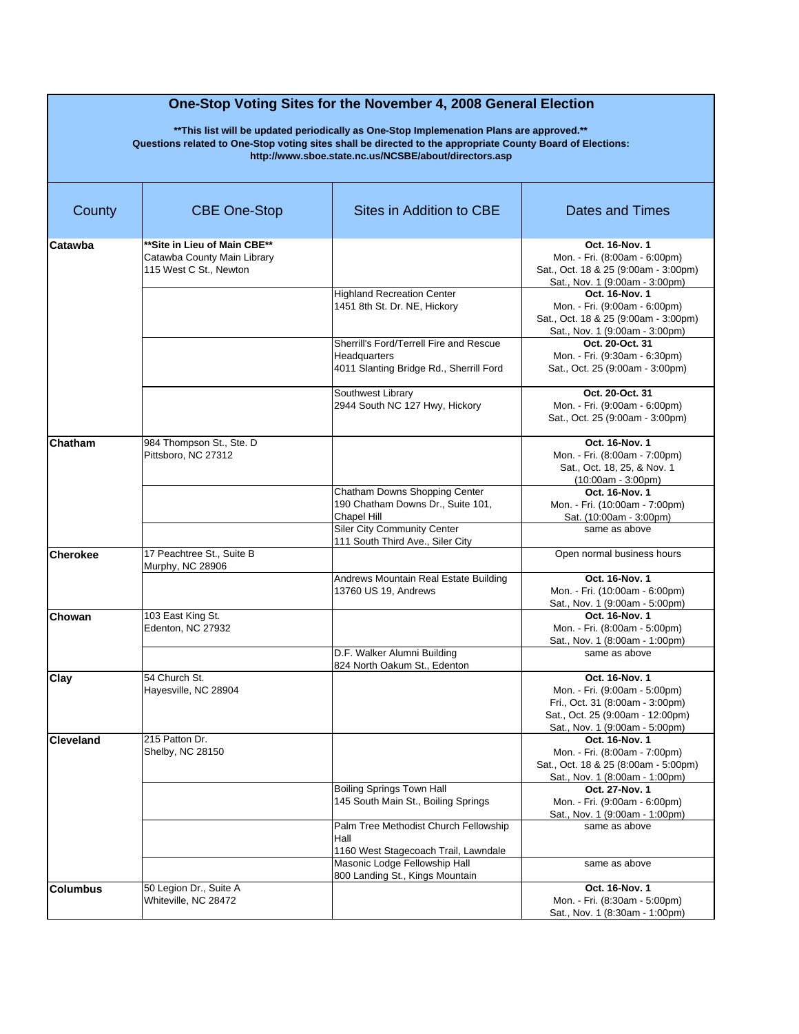# One-Stop Voting Sites for the November 4, 2008 General Election

**\*\*This list will be updated periodically as One-Stop Implemenation Plans are approved.\*\***
**Questions related to One-Stop voting sites shall be directed to the appropriate County Board of Elections:**
**http://www.sboe.state.nc.us/NCSBE/about/directors.asp**

| County | CBE One-Stop | Sites in Addition to CBE | Dates and Times |
|---|---|---|---|
| **Catawba** | **\*\*Site in Lieu of Main CBE\*\***<br>Catawba County Main Library<br>115 West C St., Newton | | **Oct. 16-Nov. 1**<br>Mon. - Fri. (8:00am - 6:00pm)<br>Sat., Oct. 18 & 25 (9:00am - 3:00pm)<br>Sat., Nov. 1 (9:00am - 3:00pm) |
| | | Highland Recreation Center<br>1451 8th St. Dr. NE, Hickory | **Oct. 16-Nov. 1**<br>Mon. - Fri. (9:00am - 6:00pm)<br>Sat., Oct. 18 & 25 (9:00am - 3:00pm)<br>Sat., Nov. 1 (9:00am - 3:00pm) |
| | | Sherrill's Ford/Terrell Fire and Rescue Headquarters<br>4011 Slanting Bridge Rd., Sherrill Ford | **Oct. 20-Oct. 31**<br>Mon. - Fri. (9:30am - 6:30pm)<br>Sat., Oct. 25 (9:00am - 3:00pm) |
| | | Southwest Library<br>2944 South NC 127 Hwy, Hickory | **Oct. 20-Oct. 31**<br>Mon. - Fri. (9:00am - 6:00pm)<br>Sat., Oct. 25 (9:00am - 3:00pm) |
| **Chatham** | 984 Thompson St., Ste. D<br>Pittsboro, NC 27312 | | **Oct. 16-Nov. 1**<br>Mon. - Fri. (8:00am - 7:00pm)<br>Sat., Oct. 18, 25, & Nov. 1<br>(10:00am - 3:00pm) |
| | | Chatham Downs Shopping Center<br>190 Chatham Downs Dr., Suite 101, Chapel Hill | **Oct. 16-Nov. 1**<br>Mon. - Fri. (10:00am - 7:00pm)<br>Sat. (10:00am - 3:00pm) |
| | | Siler City Community Center<br>111 South Third Ave., Siler City | same as above |
| **Cherokee** | 17 Peachtree St., Suite B<br>Murphy, NC 28906 | | Open normal business hours |
| | | Andrews Mountain Real Estate Building<br>13760 US 19, Andrews | **Oct. 16-Nov. 1**<br>Mon. - Fri. (10:00am - 6:00pm)<br>Sat., Nov. 1 (9:00am - 5:00pm) |
| **Chowan** | 103 East King St.<br>Edenton, NC 27932 | | **Oct. 16-Nov. 1**<br>Mon. - Fri. (8:00am - 5:00pm)<br>Sat., Nov. 1 (8:00am - 1:00pm) |
| | | D.F. Walker Alumni Building<br>824 North Oakum St., Edenton | same as above |
| **Clay** | 54 Church St.<br>Hayesville, NC 28904 | | **Oct. 16-Nov. 1**<br>Mon. - Fri. (9:00am - 5:00pm)<br>Fri., Oct. 31 (8:00am - 3:00pm)<br>Sat., Oct. 25 (9:00am - 12:00pm)<br>Sat., Nov. 1 (9:00am - 5:00pm) |
| **Cleveland** | 215 Patton Dr.<br>Shelby, NC 28150 | | **Oct. 16-Nov. 1**<br>Mon. - Fri. (8:00am - 7:00pm)<br>Sat., Oct. 18 & 25 (8:00am - 5:00pm)<br>Sat., Nov. 1 (8:00am - 1:00pm) |
| | | Boiling Springs Town Hall<br>145 South Main St., Boiling Springs | **Oct. 27-Nov. 1**<br>Mon. - Fri. (9:00am - 6:00pm)<br>Sat., Nov. 1 (9:00am - 1:00pm) |
| | | Palm Tree Methodist Church Fellowship Hall<br>1160 West Stagecoach Trail, Lawndale | same as above |
| | | Masonic Lodge Fellowship Hall<br>800 Landing St., Kings Mountain | same as above |
| **Columbus** | 50 Legion Dr., Suite A<br>Whiteville, NC 28472 | | **Oct. 16-Nov. 1**<br>Mon. - Fri. (8:30am - 5:00pm)<br>Sat., Nov. 1 (8:30am - 1:00pm) |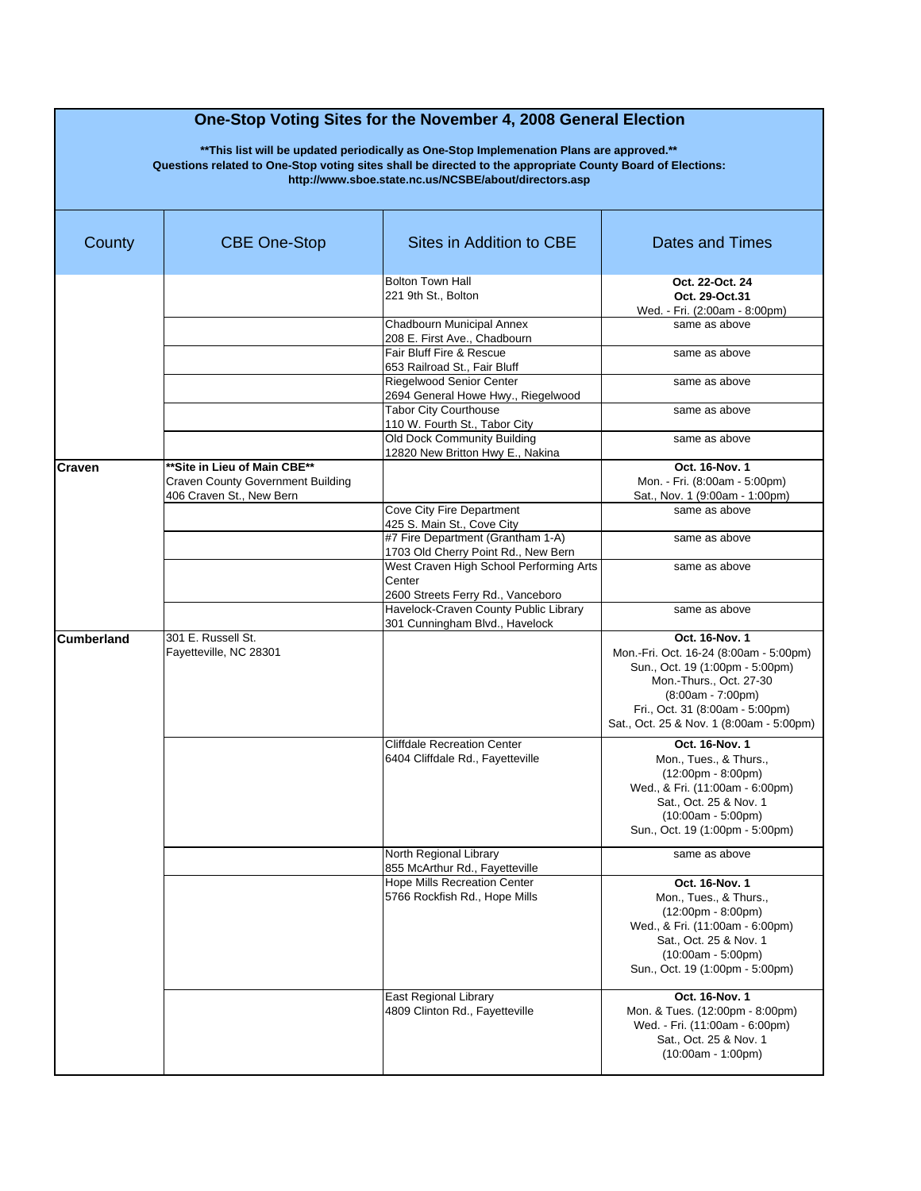# One-Stop Voting Sites for the November 4, 2008 General Election

**\*\*This list will be updated periodically as One-Stop Implemenation Plans are approved.\*\***
**Questions related to One-Stop voting sites shall be directed to the appropriate County Board of Elections:**
**http://www.sboe.state.nc.us/NCSBE/about/directors.asp**

| County | CBE One-Stop | Sites in Addition to CBE | Dates and Times |
|---|---|---|---|
| | | Bolton Town Hall<br>221 9th St., Bolton | **Oct. 22-Oct. 24**<br>**Oct. 29-Oct.31**<br>Wed. - Fri. (2:00am - 8:00pm) |
| | | Chadbourn Municipal Annex<br>208 E. First Ave., Chadbourn | same as above |
| | | Fair Bluff Fire & Rescue<br>653 Railroad St., Fair Bluff | same as above |
| | | Riegelwood Senior Center<br>2694 General Howe Hwy., Riegelwood | same as above |
| | | Tabor City Courthouse<br>110 W. Fourth St., Tabor City | same as above |
| | | Old Dock Community Building<br>12820 New Britton Hwy E., Nakina | same as above |
| **Craven** | **\*\*Site in Lieu of Main CBE\*\***<br>Craven County Government Building<br>406 Craven St., New Bern | | **Oct. 16-Nov. 1**<br>Mon. - Fri. (8:00am - 5:00pm)<br>Sat., Nov. 1 (9:00am - 1:00pm) |
| | | Cove City Fire Department<br>425 S. Main St., Cove City | same as above |
| | | #7 Fire Department (Grantham 1-A)<br>1703 Old Cherry Point Rd., New Bern | same as above |
| | | West Craven High School Performing Arts Center<br>2600 Streets Ferry Rd., Vanceboro | same as above |
| | | Havelock-Craven County Public Library<br>301 Cunningham Blvd., Havelock | same as above |
| **Cumberland** | 301 E. Russell St.<br>Fayetteville, NC 28301 | | **Oct. 16-Nov. 1**<br>Mon.-Fri. Oct. 16-24 (8:00am - 5:00pm)<br>Sun., Oct. 19 (1:00pm - 5:00pm)<br>Mon.-Thurs., Oct. 27-30<br>(8:00am - 7:00pm)<br>Fri., Oct. 31 (8:00am - 5:00pm)<br>Sat., Oct. 25 & Nov. 1 (8:00am - 5:00pm) |
| | | Cliffdale Recreation Center<br>6404 Cliffdale Rd., Fayetteville | **Oct. 16-Nov. 1**<br>Mon., Tues., & Thurs.,<br>(12:00pm - 8:00pm)<br>Wed., & Fri. (11:00am - 6:00pm)<br>Sat., Oct. 25 & Nov. 1<br>(10:00am - 5:00pm)<br>Sun., Oct. 19 (1:00pm - 5:00pm) |
| | | North Regional Library<br>855 McArthur Rd., Fayetteville | same as above |
| | | Hope Mills Recreation Center<br>5766 Rockfish Rd., Hope Mills | **Oct. 16-Nov. 1**<br>Mon., Tues., & Thurs.,<br>(12:00pm - 8:00pm)<br>Wed., & Fri. (11:00am - 6:00pm)<br>Sat., Oct. 25 & Nov. 1<br>(10:00am - 5:00pm)<br>Sun., Oct. 19 (1:00pm - 5:00pm) |
| | | East Regional Library<br>4809 Clinton Rd., Fayetteville | **Oct. 16-Nov. 1**<br>Mon. & Tues. (12:00pm - 8:00pm)<br>Wed. - Fri. (11:00am - 6:00pm)<br>Sat., Oct. 25 & Nov. 1<br>(10:00am - 1:00pm) |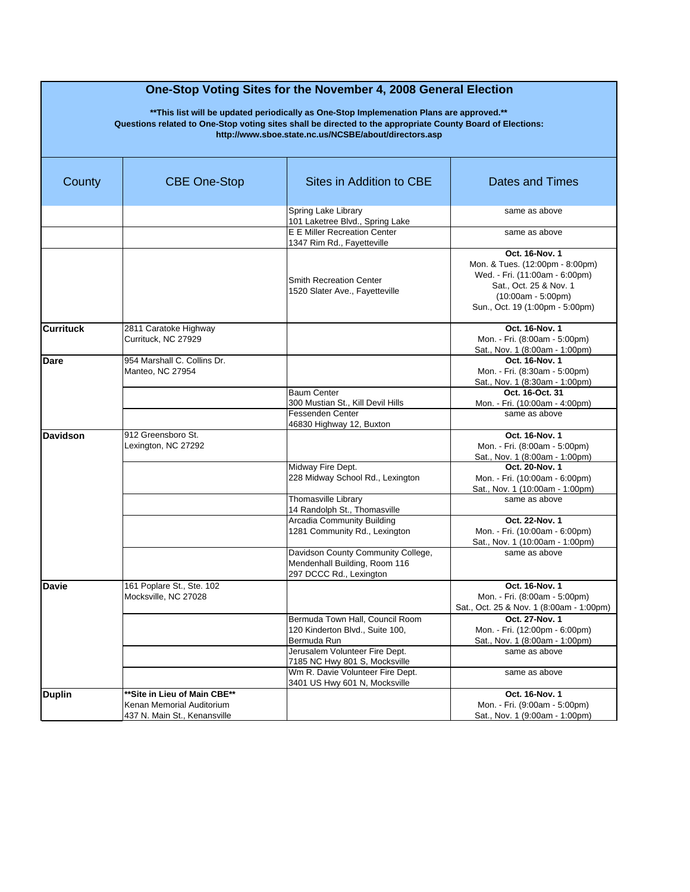# One-Stop Voting Sites for the November 4, 2008 General Election

**\*\*This list will be updated periodically as One-Stop Implemenation Plans are approved.\*\***
**Questions related to One-Stop voting sites shall be directed to the appropriate County Board of Elections:**
**http://www.sboe.state.nc.us/NCSBE/about/directors.asp**

| County | CBE One-Stop | Sites in Addition to CBE | Dates and Times |
|---|---|---|---|
| | | Spring Lake Library<br>101 Laketree Blvd., Spring Lake | same as above |
| | | E E Miller Recreation Center<br>1347 Rim Rd., Fayetteville | same as above |
| | | Smith Recreation Center<br>1520 Slater Ave., Fayetteville | **Oct. 16-Nov. 1**<br>Mon. & Tues. (12:00pm - 8:00pm)<br>Wed. - Fri. (11:00am - 6:00pm)<br>Sat., Oct. 25 & Nov. 1<br>(10:00am - 5:00pm)<br>Sun., Oct. 19 (1:00pm - 5:00pm) |
| **Currituck** | 2811 Caratoke Highway<br>Currituck, NC 27929 | | **Oct. 16-Nov. 1**<br>Mon. - Fri. (8:00am - 5:00pm)<br>Sat., Nov. 1 (8:00am - 1:00pm) |
| **Dare** | 954 Marshall C. Collins Dr.<br>Manteo, NC 27954 | | **Oct. 16-Nov. 1**<br>Mon. - Fri. (8:30am - 5:00pm)<br>Sat., Nov. 1 (8:30am - 1:00pm) |
| | | Baum Center<br>300 Mustian St., Kill Devil Hills | **Oct. 16-Oct. 31**<br>Mon. - Fri. (10:00am - 4:00pm) |
| | | Fessenden Center<br>46830 Highway 12, Buxton | same as above |
| **Davidson** | 912 Greensboro St.<br>Lexington, NC 27292 | | **Oct. 16-Nov. 1**<br>Mon. - Fri. (8:00am - 5:00pm)<br>Sat., Nov. 1 (8:00am - 1:00pm) |
| | | Midway Fire Dept.<br>228 Midway School Rd., Lexington | **Oct. 20-Nov. 1**<br>Mon. - Fri. (10:00am - 6:00pm)<br>Sat., Nov. 1 (10:00am - 1:00pm) |
| | | Thomasville Library<br>14 Randolph St., Thomasville | same as above |
| | | Arcadia Community Building<br>1281 Community Rd., Lexington | **Oct. 22-Nov. 1**<br>Mon. - Fri. (10:00am - 6:00pm)<br>Sat., Nov. 1 (10:00am - 1:00pm) |
| | | Davidson County Community College,<br>Mendenhall Building, Room 116<br>297 DCCC Rd., Lexington | same as above |
| **Davie** | 161 Poplare St., Ste. 102<br>Mocksville, NC 27028 | | **Oct. 16-Nov. 1**<br>Mon. - Fri. (8:00am - 5:00pm)<br>Sat., Oct. 25 & Nov. 1 (8:00am - 1:00pm) |
| | | Bermuda Town Hall, Council Room<br>120 Kinderton Blvd., Suite 100,<br>Bermuda Run | **Oct. 27-Nov. 1**<br>Mon. - Fri. (12:00pm - 6:00pm)<br>Sat., Nov. 1 (8:00am - 1:00pm) |
| | | Jerusalem Volunteer Fire Dept.<br>7185 NC Hwy 801 S, Mocksville | same as above |
| | | Wm R. Davie Volunteer Fire Dept.<br>3401 US Hwy 601 N, Mocksville | same as above |
| **Duplin** | **\*\*Site in Lieu of Main CBE\*\***<br>Kenan Memorial Auditorium<br>437 N. Main St., Kenansville | | **Oct. 16-Nov. 1**<br>Mon. - Fri. (9:00am - 5:00pm)<br>Sat., Nov. 1 (9:00am - 1:00pm) |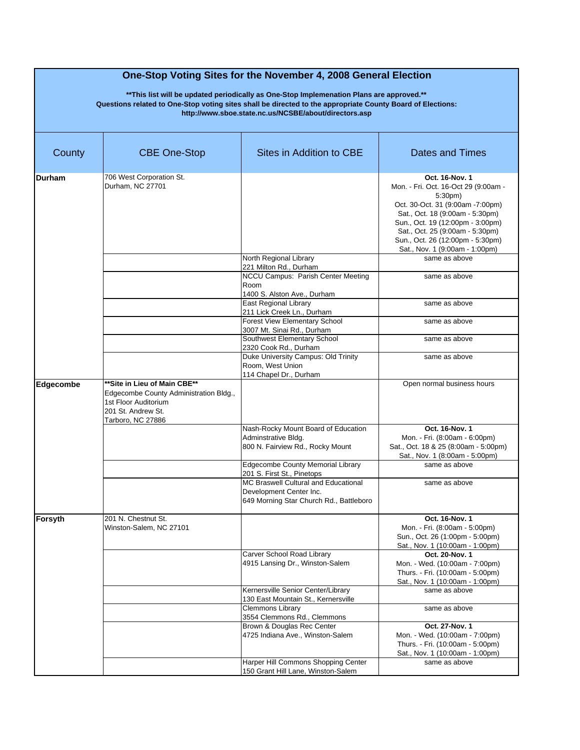# One-Stop Voting Sites for the November 4, 2008 General Election

**\*\*This list will be updated periodically as One-Stop Implemenation Plans are approved.\*\***
**Questions related to One-Stop voting sites shall be directed to the appropriate County Board of Elections:**
**http://www.sboe.state.nc.us/NCSBE/about/directors.asp**

| County | CBE One-Stop | Sites in Addition to CBE | Dates and Times |
|---|---|---|---|
| **Durham** | 706 West Corporation St.<br>Durham, NC 27701 | | **Oct. 16-Nov. 1**<br>Mon. - Fri. Oct. 16-Oct 29 (9:00am - 5:30pm)<br>Oct. 30-Oct. 31 (9:00am -7:00pm)<br>Sat., Oct. 18 (9:00am - 5:30pm)<br>Sun., Oct. 19 (12:00pm - 3:00pm)<br>Sat., Oct. 25 (9:00am - 5:30pm)<br>Sun., Oct. 26 (12:00pm - 5:30pm)<br>Sat., Nov. 1 (9:00am - 1:00pm) |
| | | North Regional Library<br>221 Milton Rd., Durham | same as above |
| | | NCCU Campus: Parish Center Meeting Room<br>1400 S. Alston Ave., Durham | same as above |
| | | East Regional Library<br>211 Lick Creek Ln., Durham | same as above |
| | | Forest View Elementary School<br>3007 Mt. Sinai Rd., Durham | same as above |
| | | Southwest Elementary School<br>2320 Cook Rd., Durham | same as above |
| | | Duke University Campus: Old Trinity Room, West Union<br>114 Chapel Dr., Durham | same as above |
| **Edgecombe** | **\*\*Site in Lieu of Main CBE\*\***<br>Edgecombe County Administration Bldg., 1st Floor Auditorium<br>201 St. Andrew St.<br>Tarboro, NC 27886 | | Open normal business hours |
| | | Nash-Rocky Mount Board of Education Adminstrative Bldg.<br>800 N. Fairview Rd., Rocky Mount | **Oct. 16-Nov. 1**<br>Mon. - Fri. (8:00am - 6:00pm)<br>Sat., Oct. 18 & 25 (8:00am - 5:00pm)<br>Sat., Nov. 1 (8:00am - 5:00pm) |
| | | Edgecombe County Memorial Library<br>201 S. First St., Pinetops | same as above |
| | | MC Braswell Cultural and Educational Development Center Inc.<br>649 Morning Star Church Rd., Battleboro | same as above |
| **Forsyth** | 201 N. Chestnut St.<br>Winston-Salem, NC 27101 | | **Oct. 16-Nov. 1**<br>Mon. - Fri. (8:00am - 5:00pm)<br>Sun., Oct. 26 (1:00pm - 5:00pm)<br>Sat., Nov. 1 (10:00am - 1:00pm) |
| | | Carver School Road Library<br>4915 Lansing Dr., Winston-Salem | **Oct. 20-Nov. 1**<br>Mon. - Wed. (10:00am - 7:00pm)<br>Thurs. - Fri. (10:00am - 5:00pm)<br>Sat., Nov. 1 (10:00am - 1:00pm) |
| | | Kernersville Senior Center/Library<br>130 East Mountain St., Kernersville | same as above |
| | | Clemmons Library<br>3554 Clemmons Rd., Clemmons | same as above |
| | | Brown & Douglas Rec Center<br>4725 Indiana Ave., Winston-Salem | **Oct. 27-Nov. 1**<br>Mon. - Wed. (10:00am - 7:00pm)<br>Thurs. - Fri. (10:00am - 5:00pm)<br>Sat., Nov. 1 (10:00am - 1:00pm) |
| | | Harper Hill Commons Shopping Center<br>150 Grant Hill Lane, Winston-Salem | same as above |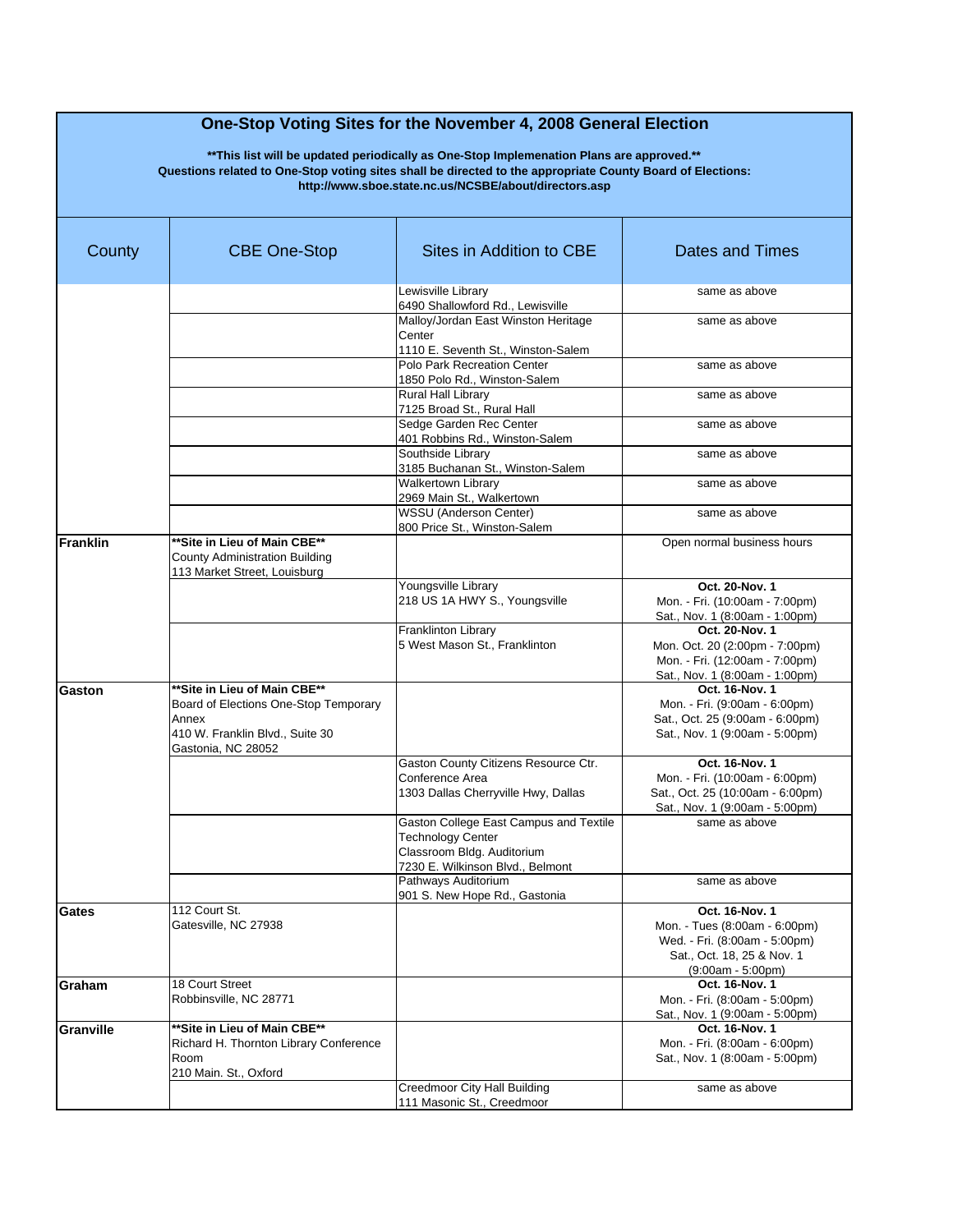# One-Stop Voting Sites for the November 4, 2008 General Election

**\*\*This list will be updated periodically as One-Stop Implemenation Plans are approved.\*\***
**Questions related to One-Stop voting sites shall be directed to the appropriate County Board of Elections:**
**http://www.sboe.state.nc.us/NCSBE/about/directors.asp**

| County | CBE One-Stop | Sites in Addition to CBE | Dates and Times |
|---|---|---|---|
| | | Lewisville Library<br>6490 Shallowford Rd., Lewisville | same as above |
| | | Malloy/Jordan East Winston Heritage Center<br>1110 E. Seventh St., Winston-Salem | same as above |
| | | Polo Park Recreation Center<br>1850 Polo Rd., Winston-Salem | same as above |
| | | Rural Hall Library<br>7125 Broad St., Rural Hall | same as above |
| | | Sedge Garden Rec Center<br>401 Robbins Rd., Winston-Salem | same as above |
| | | Southside Library<br>3185 Buchanan St., Winston-Salem | same as above |
| | | Walkertown Library<br>2969 Main St., Walkertown | same as above |
| | | WSSU (Anderson Center)<br>800 Price St., Winston-Salem | same as above |
| **Franklin** | **\*\*Site in Lieu of Main CBE\*\***<br>County Administration Building<br>113 Market Street, Louisburg | | Open normal business hours |
| | | Youngsville Library<br>218 US 1A HWY S., Youngsville | **Oct. 20-Nov. 1**<br>Mon. - Fri. (10:00am - 7:00pm)<br>Sat., Nov. 1 (8:00am - 1:00pm) |
| | | Franklinton Library<br>5 West Mason St., Franklinton | **Oct. 20-Nov. 1**<br>Mon. Oct. 20 (2:00pm - 7:00pm)<br>Mon. - Fri. (12:00am - 7:00pm)<br>Sat., Nov. 1 (8:00am - 1:00pm) |
| **Gaston** | **\*\*Site in Lieu of Main CBE\*\***<br>Board of Elections One-Stop Temporary Annex<br>410 W. Franklin Blvd., Suite 30<br>Gastonia, NC 28052 | | **Oct. 16-Nov. 1**<br>Mon. - Fri. (9:00am - 6:00pm)<br>Sat., Oct. 25 (9:00am - 6:00pm)<br>Sat., Nov. 1 (9:00am - 5:00pm) |
| | | Gaston County Citizens Resource Ctr. Conference Area<br>1303 Dallas Cherryville Hwy, Dallas | **Oct. 16-Nov. 1**<br>Mon. - Fri. (10:00am - 6:00pm)<br>Sat., Oct. 25 (10:00am - 6:00pm)<br>Sat., Nov. 1 (9:00am - 5:00pm) |
| | | Gaston College East Campus and Textile Technology Center<br>Classroom Bldg. Auditorium<br>7230 E. Wilkinson Blvd., Belmont | same as above |
| | | Pathways Auditorium<br>901 S. New Hope Rd., Gastonia | same as above |
| **Gates** | 112 Court St.<br>Gatesville, NC 27938 | | **Oct. 16-Nov. 1**<br>Mon. - Tues (8:00am - 6:00pm)<br>Wed. - Fri. (8:00am - 5:00pm)<br>Sat., Oct. 18, 25 & Nov. 1<br>(9:00am - 5:00pm) |
| **Graham** | 18 Court Street<br>Robbinsville, NC 28771 | | **Oct. 16-Nov. 1**<br>Mon. - Fri. (8:00am - 5:00pm)<br>Sat., Nov. 1 (9:00am - 5:00pm) |
| **Granville** | **\*\*Site in Lieu of Main CBE\*\***<br>Richard H. Thornton Library Conference Room<br>210 Main. St., Oxford | | **Oct. 16-Nov. 1**<br>Mon. - Fri. (8:00am - 6:00pm)<br>Sat., Nov. 1 (8:00am - 5:00pm) |
| | | Creedmoor City Hall Building<br>111 Masonic St., Creedmoor | same as above |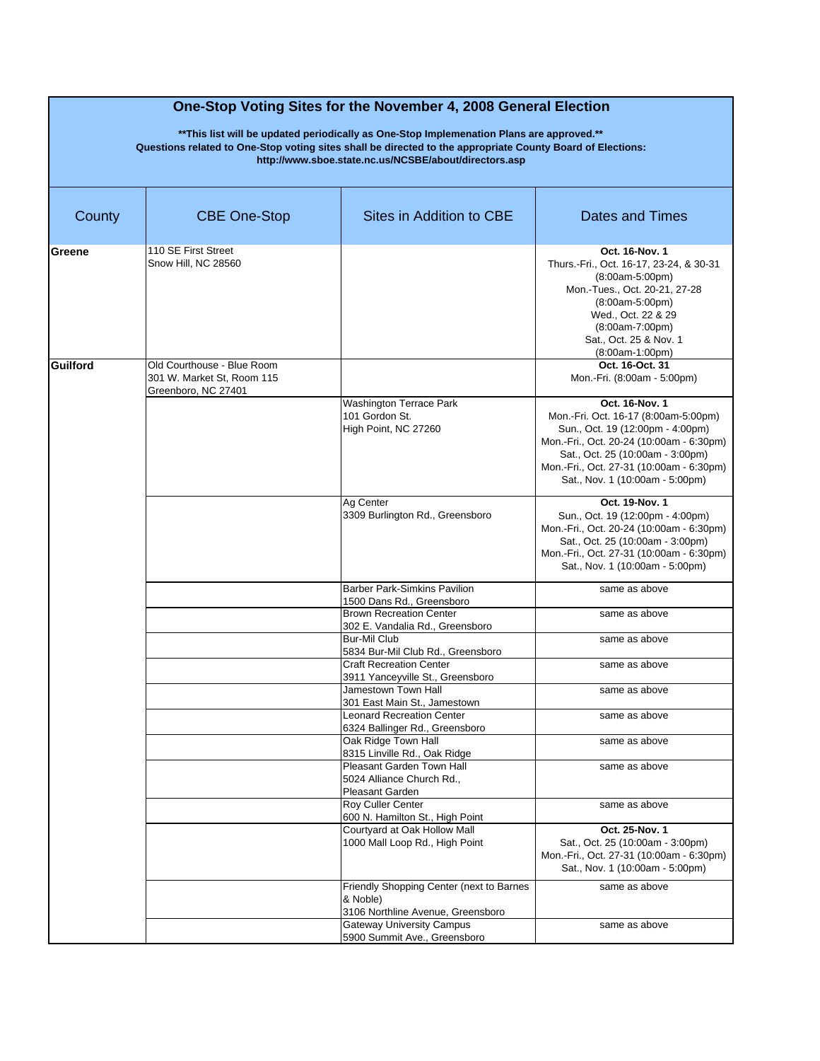# One-Stop Voting Sites for the November 4, 2008 General Election

**\*\*This list will be updated periodically as One-Stop Implemenation Plans are approved.\*\***
**Questions related to One-Stop voting sites shall be directed to the appropriate County Board of Elections:**
**http://www.sboe.state.nc.us/NCSBE/about/directors.asp**

| County | CBE One-Stop | Sites in Addition to CBE | Dates and Times |
|---|---|---|---|
| **Greene** | 110 SE First Street<br>Snow Hill, NC 28560 | | **Oct. 16-Nov. 1**<br>Thurs.-Fri., Oct. 16-17, 23-24, & 30-31<br>(8:00am-5:00pm)<br>Mon.-Tues., Oct. 20-21, 27-28<br>(8:00am-5:00pm)<br>Wed., Oct. 22 & 29<br>(8:00am-7:00pm)<br>Sat., Oct. 25 & Nov. 1<br>(8:00am-1:00pm) |
| **Guilford** | Old Courthouse - Blue Room<br>301 W. Market St, Room 115<br>Greenboro, NC 27401 | | **Oct. 16-Oct. 31**<br>Mon.-Fri. (8:00am - 5:00pm) |
| | | Washington Terrace Park<br>101 Gordon St.<br>High Point, NC 27260 | **Oct. 16-Nov. 1**<br>Mon.-Fri. Oct. 16-17 (8:00am-5:00pm)<br>Sun., Oct. 19 (12:00pm - 4:00pm)<br>Mon.-Fri., Oct. 20-24 (10:00am - 6:30pm)<br>Sat., Oct. 25 (10:00am - 3:00pm)<br>Mon.-Fri., Oct. 27-31 (10:00am - 6:30pm)<br>Sat., Nov. 1 (10:00am - 5:00pm) |
| | | Ag Center<br>3309 Burlington Rd., Greensboro | **Oct. 19-Nov. 1**<br>Sun., Oct. 19 (12:00pm - 4:00pm)<br>Mon.-Fri., Oct. 20-24 (10:00am - 6:30pm)<br>Sat., Oct. 25 (10:00am - 3:00pm)<br>Mon.-Fri., Oct. 27-31 (10:00am - 6:30pm)<br>Sat., Nov. 1 (10:00am - 5:00pm) |
| | | Barber Park-Simkins Pavilion<br>1500 Dans Rd., Greensboro | same as above |
| | | Brown Recreation Center<br>302 E. Vandalia Rd., Greensboro | same as above |
| | | Bur-Mil Club<br>5834 Bur-Mil Club Rd., Greensboro | same as above |
| | | Craft Recreation Center<br>3911 Yanceyville St., Greensboro | same as above |
| | | Jamestown Town Hall<br>301 East Main St., Jamestown | same as above |
| | | Leonard Recreation Center<br>6324 Ballinger Rd., Greensboro | same as above |
| | | Oak Ridge Town Hall<br>8315 Linville Rd., Oak Ridge | same as above |
| | | Pleasant Garden Town Hall<br>5024 Alliance Church Rd.,<br>Pleasant Garden | same as above |
| | | Roy Culler Center<br>600 N. Hamilton St., High Point | same as above |
| | | Courtyard at Oak Hollow Mall<br>1000 Mall Loop Rd., High Point | **Oct. 25-Nov. 1**<br>Sat., Oct. 25 (10:00am - 3:00pm)<br>Mon.-Fri., Oct. 27-31 (10:00am - 6:30pm)<br>Sat., Nov. 1 (10:00am - 5:00pm) |
| | | Friendly Shopping Center (next to Barnes & Noble)<br>3106 Northline Avenue, Greensboro | same as above |
| | | Gateway University Campus<br>5900 Summit Ave., Greensboro | same as above |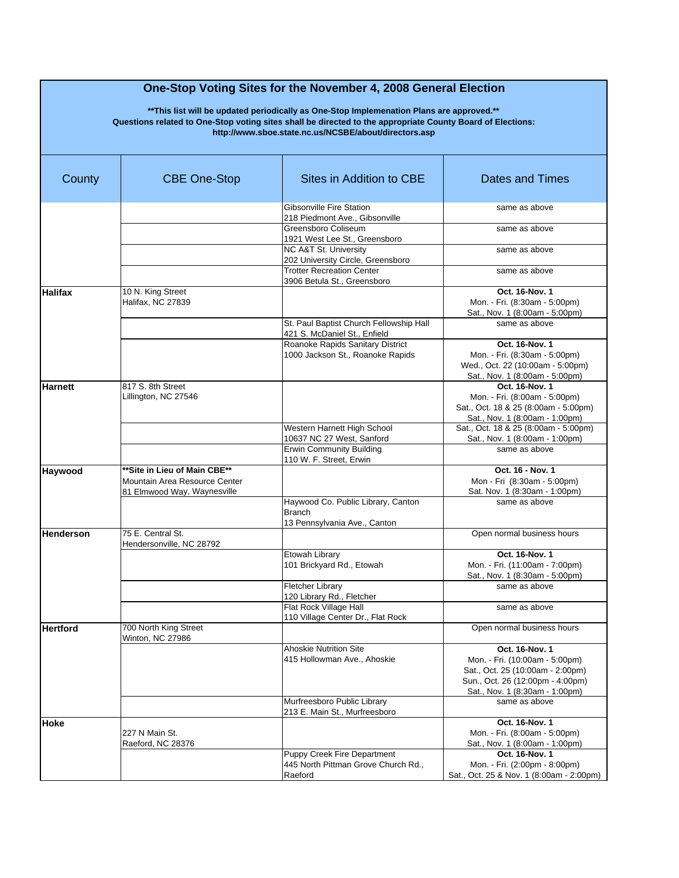# One-Stop Voting Sites for the November 4, 2008 General Election

**\*\*This list will be updated periodically as One-Stop Implemenation Plans are approved.\*\***
**Questions related to One-Stop voting sites shall be directed to the appropriate County Board of Elections:**
**http://www.sboe.state.nc.us/NCSBE/about/directors.asp**

| County | CBE One-Stop | Sites in Addition to CBE | Dates and Times |
|---|---|---|---|
| | | Gibsonville Fire Station<br>218 Piedmont Ave., Gibsonville | same as above |
| | | Greensboro Coliseum<br>1921 West Lee St., Greensboro | same as above |
| | | NC A&T St. University<br>202 University Circle, Greensboro | same as above |
| | | Trotter Recreation Center<br>3906 Betula St., Greensboro | same as above |
| **Halifax** | 10 N. King Street<br>Halifax, NC 27839 | | **Oct. 16-Nov. 1**<br>Mon. - Fri. (8:30am - 5:00pm)<br>Sat., Nov. 1 (8:00am - 5:00pm) |
| | | St. Paul Baptist Church Fellowship Hall<br>421 S. McDaniel St., Enfield | same as above |
| | | Roanoke Rapids Sanitary District<br>1000 Jackson St., Roanoke Rapids | **Oct. 16-Nov. 1**<br>Mon. - Fri. (8:30am - 5:00pm)<br>Wed., Oct. 22 (10:00am - 5:00pm)<br>Sat., Nov. 1 (8:00am - 5:00pm) |
| **Harnett** | 817 S. 8th Street<br>Lillington, NC 27546 | | **Oct. 16-Nov. 1**<br>Mon. - Fri. (8:00am - 5:00pm)<br>Sat., Oct. 18 & 25 (8:00am - 5:00pm)<br>Sat., Nov. 1 (8:00am - 1:00pm) |
| | | Western Harnett High School<br>10637 NC 27 West, Sanford | Sat., Oct. 18 & 25 (8:00am - 5:00pm)<br>Sat., Nov. 1 (8:00am - 1:00pm) |
| | | Erwin Community Building<br>110 W. F. Street, Erwin | same as above |
| **Haywood** | **\*\*Site in Lieu of Main CBE\*\***<br>Mountain Area Resource Center<br>81 Elmwood Way, Waynesville | | **Oct. 16 - Nov. 1**<br>Mon - Fri (8:30am - 5:00pm)<br>Sat. Nov. 1 (8:30am - 1:00pm) |
| | | Haywood Co. Public Library, Canton Branch<br>13 Pennsylvania Ave., Canton | same as above |
| **Henderson** | 75 E. Central St.<br>Hendersonville, NC 28792 | | Open normal business hours |
| | | Etowah Library<br>101 Brickyard Rd., Etowah | **Oct. 16-Nov. 1**<br>Mon. - Fri. (11:00am - 7:00pm)<br>Sat., Nov. 1 (8:30am - 5:00pm) |
| | | Fletcher Library<br>120 Library Rd., Fletcher | same as above |
| | | Flat Rock Village Hall<br>110 Village Center Dr., Flat Rock | same as above |
| **Hertford** | 700 North King Street<br>Winton, NC 27986 | | Open normal business hours |
| | | Ahoskie Nutrition Site<br>415 Hollowman Ave., Ahoskie | **Oct. 16-Nov. 1**<br>Mon. - Fri. (10:00am - 5:00pm)<br>Sat., Oct. 25 (10:00am - 2:00pm)<br>Sun., Oct. 26 (12:00pm - 4:00pm)<br>Sat., Nov. 1 (8:30am - 1:00pm) |
| | | Murfreesboro Public Library<br>213 E. Main St., Murfreesboro | same as above |
| **Hoke** | 227 N Main St.<br>Raeford, NC 28376 | | **Oct. 16-Nov. 1**<br>Mon. - Fri. (8:00am - 5:00pm)<br>Sat., Nov. 1 (8:00am - 1:00pm) |
| | | Puppy Creek Fire Department<br>445 North Pittman Grove Church Rd., Raeford | **Oct. 16-Nov. 1**<br>Mon. - Fri. (2:00pm - 8:00pm)<br>Sat., Oct. 25 & Nov. 1 (8:00am - 2:00pm) |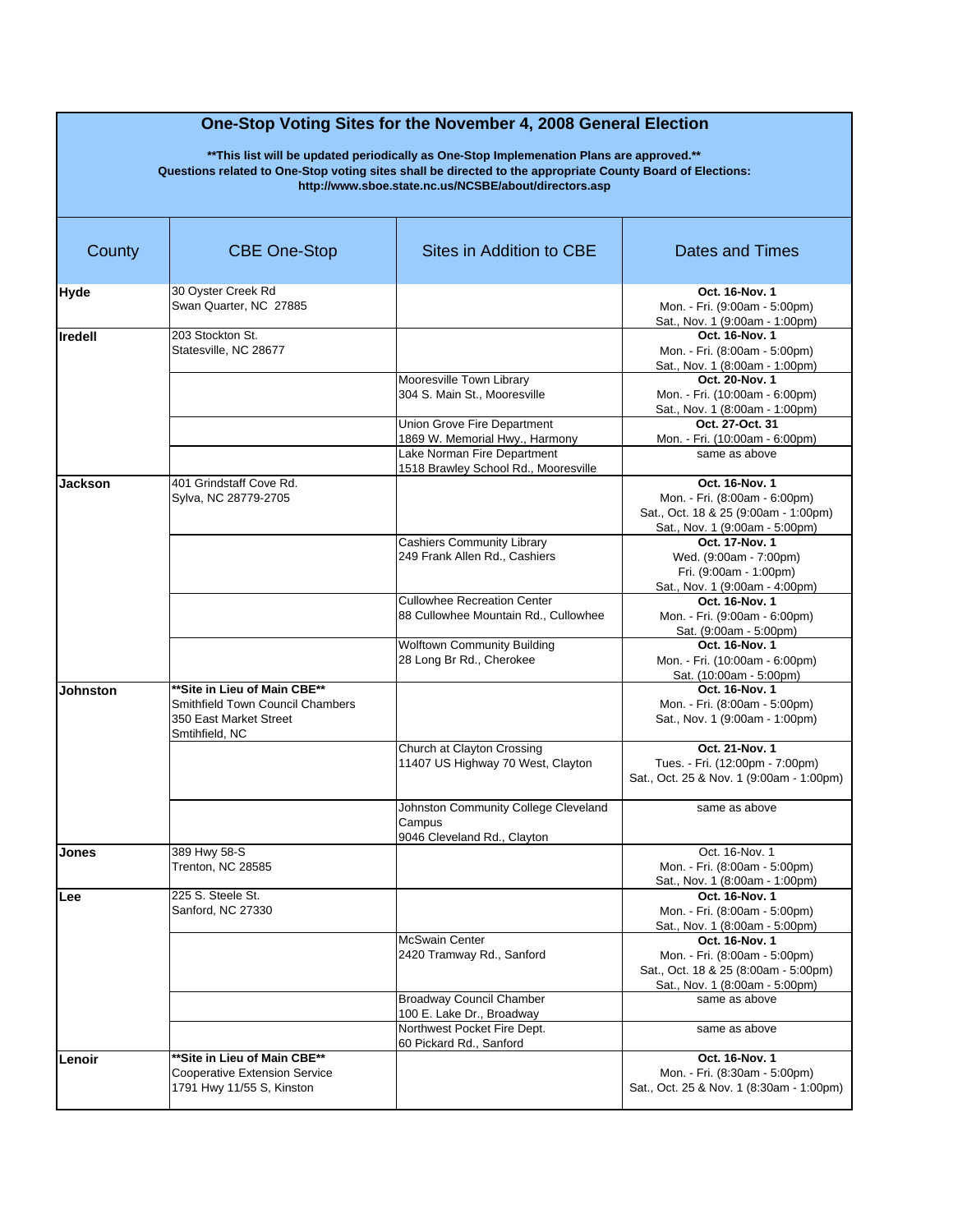# One-Stop Voting Sites for the November 4, 2008 General Election

**\*\*This list will be updated periodically as One-Stop Implemenation Plans are approved.\*\***
**Questions related to One-Stop voting sites shall be directed to the appropriate County Board of Elections:**
**http://www.sboe.state.nc.us/NCSBE/about/directors.asp**

| County | CBE One-Stop | Sites in Addition to CBE | Dates and Times |
|---|---|---|---|
| **Hyde** | 30 Oyster Creek Rd<br>Swan Quarter, NC 27885 | | **Oct. 16-Nov. 1**<br>Mon. - Fri. (9:00am - 5:00pm)<br>Sat., Nov. 1 (9:00am - 1:00pm) |
| **Iredell** | 203 Stockton St.<br>Statesville, NC 28677 | | **Oct. 16-Nov. 1**<br>Mon. - Fri. (8:00am - 5:00pm)<br>Sat., Nov. 1 (8:00am - 1:00pm) |
| | | Mooresville Town Library<br>304 S. Main St., Mooresville | **Oct. 20-Nov. 1**<br>Mon. - Fri. (10:00am - 6:00pm)<br>Sat., Nov. 1 (8:00am - 1:00pm) |
| | | Union Grove Fire Department<br>1869 W. Memorial Hwy., Harmony | **Oct. 27-Oct. 31**<br>Mon. - Fri. (10:00am - 6:00pm) |
| | | Lake Norman Fire Department<br>1518 Brawley School Rd., Mooresville | same as above |
| **Jackson** | 401 Grindstaff Cove Rd.<br>Sylva, NC 28779-2705 | | **Oct. 16-Nov. 1**<br>Mon. - Fri. (8:00am - 6:00pm)<br>Sat., Oct. 18 & 25 (9:00am - 1:00pm)<br>Sat., Nov. 1 (9:00am - 5:00pm) |
| | | Cashiers Community Library<br>249 Frank Allen Rd., Cashiers | **Oct. 17-Nov. 1**<br>Wed. (9:00am - 7:00pm)<br>Fri. (9:00am - 1:00pm)<br>Sat., Nov. 1 (9:00am - 4:00pm) |
| | | Cullowhee Recreation Center<br>88 Cullowhee Mountain Rd., Cullowhee | **Oct. 16-Nov. 1**<br>Mon. - Fri. (9:00am - 6:00pm)<br>Sat. (9:00am - 5:00pm) |
| | | Wolftown Community Building<br>28 Long Br Rd., Cherokee | **Oct. 16-Nov. 1**<br>Mon. - Fri. (10:00am - 6:00pm)<br>Sat. (10:00am - 5:00pm) |
| **Johnston** | **\*\*Site in Lieu of Main CBE\*\***<br>Smithfield Town Council Chambers<br>350 East Market Street<br>Smtihfield, NC | | **Oct. 16-Nov. 1**<br>Mon. - Fri. (8:00am - 5:00pm)<br>Sat., Nov. 1 (9:00am - 1:00pm) |
| | | Church at Clayton Crossing<br>11407 US Highway 70 West, Clayton | **Oct. 21-Nov. 1**<br>Tues. - Fri. (12:00pm - 7:00pm)<br>Sat., Oct. 25 & Nov. 1 (9:00am - 1:00pm) |
| | | Johnston Community College Cleveland Campus<br>9046 Cleveland Rd., Clayton | same as above |
| **Jones** | 389 Hwy 58-S<br>Trenton, NC 28585 | | Oct. 16-Nov. 1<br>Mon. - Fri. (8:00am - 5:00pm)<br>Sat., Nov. 1 (8:00am - 1:00pm) |
| **Lee** | 225 S. Steele St.<br>Sanford, NC 27330 | | **Oct. 16-Nov. 1**<br>Mon. - Fri. (8:00am - 5:00pm)<br>Sat., Nov. 1 (8:00am - 5:00pm) |
| | | McSwain Center<br>2420 Tramway Rd., Sanford | **Oct. 16-Nov. 1**<br>Mon. - Fri. (8:00am - 5:00pm)<br>Sat., Oct. 18 & 25 (8:00am - 5:00pm)<br>Sat., Nov. 1 (8:00am - 5:00pm) |
| | | Broadway Council Chamber<br>100 E. Lake Dr., Broadway | same as above |
| | | Northwest Pocket Fire Dept.<br>60 Pickard Rd., Sanford | same as above |
| **Lenoir** | **\*\*Site in Lieu of Main CBE\*\***<br>Cooperative Extension Service<br>1791 Hwy 11/55 S, Kinston | | **Oct. 16-Nov. 1**<br>Mon. - Fri. (8:30am - 5:00pm)<br>Sat., Oct. 25 & Nov. 1 (8:30am - 1:00pm) |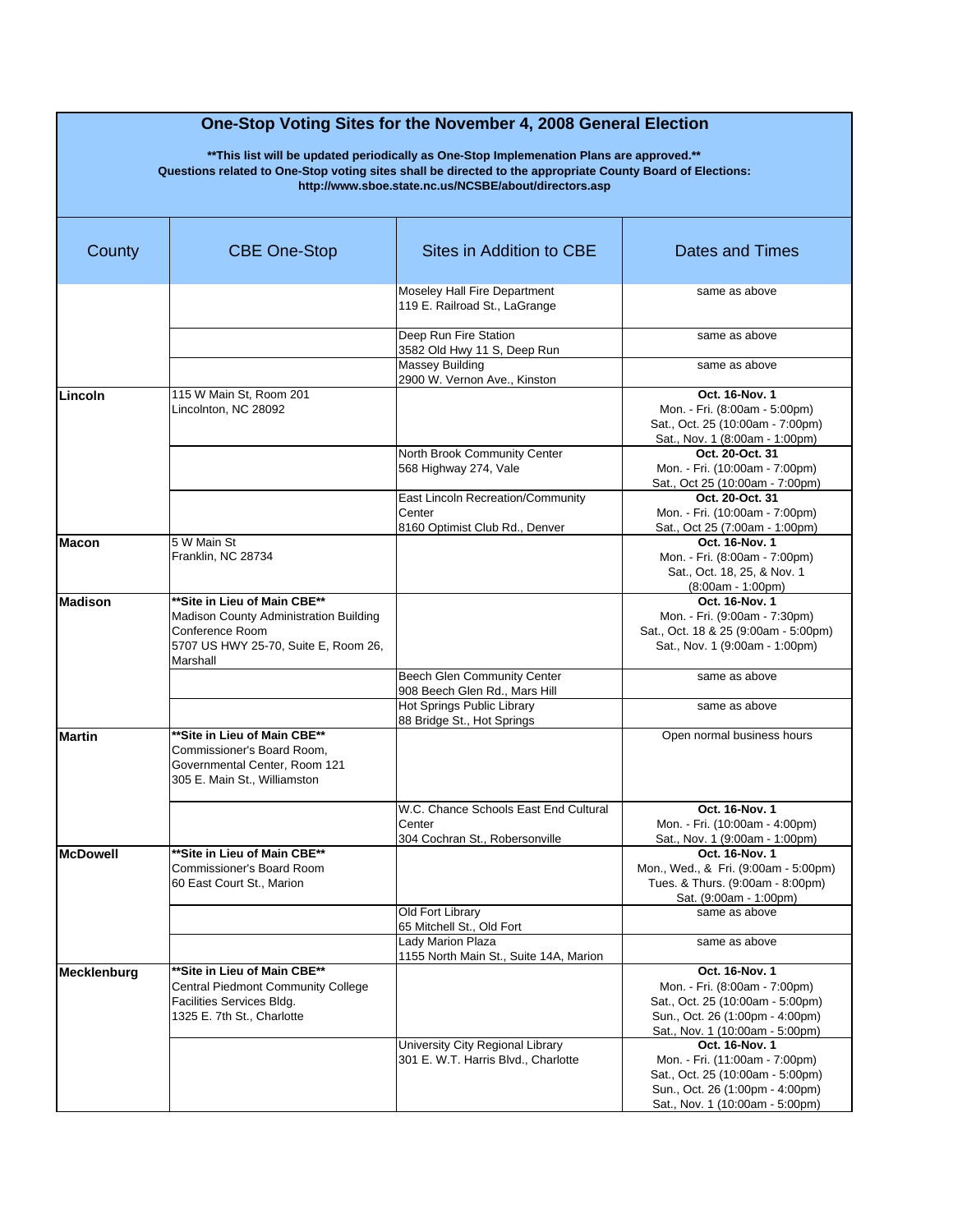# One-Stop Voting Sites for the November 4, 2008 General Election

**\*\*This list will be updated periodically as One-Stop Implemenation Plans are approved.\*\***
**Questions related to One-Stop voting sites shall be directed to the appropriate County Board of Elections:**
**http://www.sboe.state.nc.us/NCSBE/about/directors.asp**

| County | CBE One-Stop | Sites in Addition to CBE | Dates and Times |
|---|---|---|---|
| | | Moseley Hall Fire Department<br>119 E. Railroad St., LaGrange | same as above |
| | | Deep Run Fire Station<br>3582 Old Hwy 11 S, Deep Run | same as above |
| | | Massey Building<br>2900 W. Vernon Ave., Kinston | same as above |
| **Lincoln** | 115 W Main St, Room 201<br>Lincolnton, NC 28092 | | **Oct. 16-Nov. 1**<br>Mon. - Fri. (8:00am - 5:00pm)<br>Sat., Oct. 25 (10:00am - 7:00pm)<br>Sat., Nov. 1 (8:00am - 1:00pm) |
| | | North Brook Community Center<br>568 Highway 274, Vale | **Oct. 20-Oct. 31**<br>Mon. - Fri. (10:00am - 7:00pm)<br>Sat., Oct 25 (10:00am - 7:00pm) |
| | | East Lincoln Recreation/Community Center<br>8160 Optimist Club Rd., Denver | **Oct. 20-Oct. 31**<br>Mon. - Fri. (10:00am - 7:00pm)<br>Sat., Oct 25 (7:00am - 1:00pm) |
| **Macon** | 5 W Main St<br>Franklin, NC 28734 | | **Oct. 16-Nov. 1**<br>Mon. - Fri. (8:00am - 7:00pm)<br>Sat., Oct. 18, 25, & Nov. 1<br>(8:00am - 1:00pm) |
| **Madison** | **\*\*Site in Lieu of Main CBE\*\***<br>Madison County Administration Building<br>Conference Room<br>5707 US HWY 25-70, Suite E, Room 26, Marshall | | **Oct. 16-Nov. 1**<br>Mon. - Fri. (9:00am - 7:30pm)<br>Sat., Oct. 18 & 25 (9:00am - 5:00pm)<br>Sat., Nov. 1 (9:00am - 1:00pm) |
| | | Beech Glen Community Center<br>908 Beech Glen Rd., Mars Hill | same as above |
| | | Hot Springs Public Library<br>88 Bridge St., Hot Springs | same as above |
| **Martin** | **\*\*Site in Lieu of Main CBE\*\***<br>Commissioner's Board Room,<br>Governmental Center, Room 121<br>305 E. Main St., Williamston | | Open normal business hours |
| | | W.C. Chance Schools East End Cultural Center<br>304 Cochran St., Robersonville | **Oct. 16-Nov. 1**<br>Mon. - Fri. (10:00am - 4:00pm)<br>Sat., Nov. 1 (9:00am - 1:00pm) |
| **McDowell** | **\*\*Site in Lieu of Main CBE\*\***<br>Commissioner's Board Room<br>60 East Court St., Marion | | **Oct. 16-Nov. 1**<br>Mon., Wed., & Fri. (9:00am - 5:00pm)<br>Tues. & Thurs. (9:00am - 8:00pm)<br>Sat. (9:00am - 1:00pm) |
| | | Old Fort Library<br>65 Mitchell St., Old Fort | same as above |
| | | Lady Marion Plaza<br>1155 North Main St., Suite 14A, Marion | same as above |
| **Mecklenburg** | **\*\*Site in Lieu of Main CBE\*\***<br>Central Piedmont Community College<br>Facilities Services Bldg.<br>1325 E. 7th St., Charlotte | | **Oct. 16-Nov. 1**<br>Mon. - Fri. (8:00am - 7:00pm)<br>Sat., Oct. 25 (10:00am - 5:00pm)<br>Sun., Oct. 26 (1:00pm - 4:00pm)<br>Sat., Nov. 1 (10:00am - 5:00pm) |
| | | University City Regional Library<br>301 E. W.T. Harris Blvd., Charlotte | **Oct. 16-Nov. 1**<br>Mon. - Fri. (11:00am - 7:00pm)<br>Sat., Oct. 25 (10:00am - 5:00pm)<br>Sun., Oct. 26 (1:00pm - 4:00pm)<br>Sat., Nov. 1 (10:00am - 5:00pm) |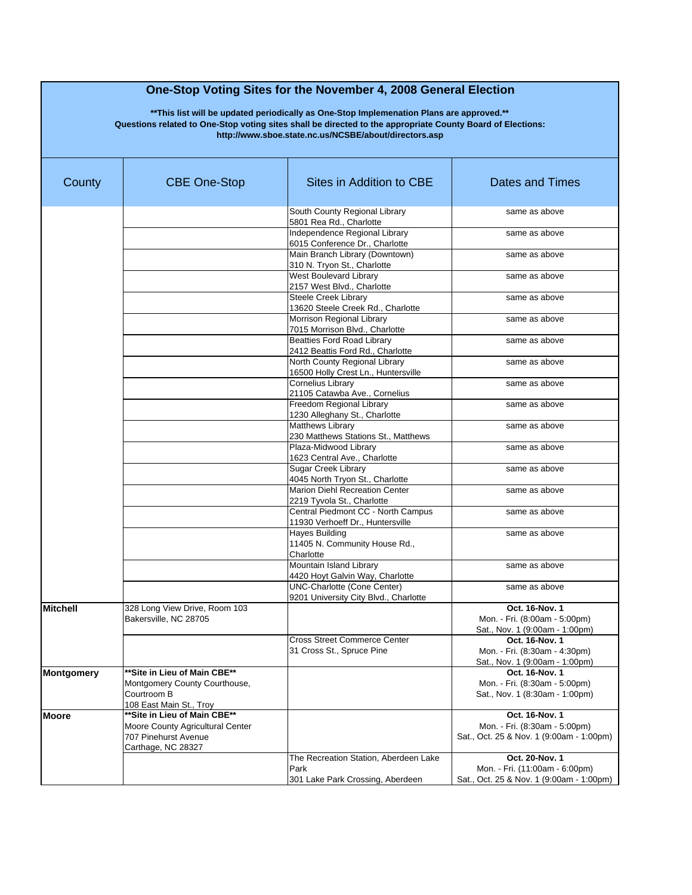## One-Stop Voting Sites for the November 4, 2008 General Election

**\*\*This list will be updated periodically as One-Stop Implemenation Plans are approved.\*\***
**Questions related to One-Stop voting sites shall be directed to the appropriate County Board of Elections:**
**http://www.sboe.state.nc.us/NCSBE/about/directors.asp**

| County | CBE One-Stop | Sites in Addition to CBE | Dates and Times |
|---|---|---|---|
| | | South County Regional Library<br>5801 Rea Rd., Charlotte | same as above |
| | | Independence Regional Library<br>6015 Conference Dr., Charlotte | same as above |
| | | Main Branch Library (Downtown)<br>310 N. Tryon St., Charlotte | same as above |
| | | West Boulevard Library<br>2157 West Blvd., Charlotte | same as above |
| | | Steele Creek Library<br>13620 Steele Creek Rd., Charlotte | same as above |
| | | Morrison Regional Library<br>7015 Morrison Blvd., Charlotte | same as above |
| | | Beatties Ford Road Library<br>2412 Beattis Ford Rd., Charlotte | same as above |
| | | North County Regional Library<br>16500 Holly Crest Ln., Huntersville | same as above |
| | | Cornelius Library<br>21105 Catawba Ave., Cornelius | same as above |
| | | Freedom Regional Library<br>1230 Alleghany St., Charlotte | same as above |
| | | Matthews Library<br>230 Matthews Stations St., Matthews | same as above |
| | | Plaza-Midwood Library<br>1623 Central Ave., Charlotte | same as above |
| | | Sugar Creek Library<br>4045 North Tryon St., Charlotte | same as above |
| | | Marion Diehl Recreation Center<br>2219 Tyvola St., Charlotte | same as above |
| | | Central Piedmont CC - North Campus<br>11930 Verhoeff Dr., Huntersville | same as above |
| | | Hayes Building<br>11405 N. Community House Rd., Charlotte | same as above |
| | | Mountain Island Library<br>4420 Hoyt Galvin Way, Charlotte | same as above |
| | | UNC-Charlotte (Cone Center)<br>9201 University City Blvd., Charlotte | same as above |
| **Mitchell** | 328 Long View Drive, Room 103<br>Bakersville, NC 28705 | | **Oct. 16-Nov. 1**<br>Mon. - Fri. (8:00am - 5:00pm)<br>Sat., Nov. 1 (9:00am - 1:00pm) |
| | | Cross Street Commerce Center<br>31 Cross St., Spruce Pine | **Oct. 16-Nov. 1**<br>Mon. - Fri. (8:30am - 4:30pm)<br>Sat., Nov. 1 (9:00am - 1:00pm) |
| **Montgomery** | **\*\*Site in Lieu of Main CBE\*\***<br>Montgomery County Courthouse, Courtroom B<br>108 East Main St., Troy | | **Oct. 16-Nov. 1**<br>Mon. - Fri. (8:30am - 5:00pm)<br>Sat., Nov. 1 (8:30am - 1:00pm) |
| **Moore** | **\*\*Site in Lieu of Main CBE\*\***<br>Moore County Agricultural Center<br>707 Pinehurst Avenue<br>Carthage, NC 28327 | | **Oct. 16-Nov. 1**<br>Mon. - Fri. (8:30am - 5:00pm)<br>Sat., Oct. 25 & Nov. 1 (9:00am - 1:00pm) |
| | | The Recreation Station, Aberdeen Lake Park<br>301 Lake Park Crossing, Aberdeen | **Oct. 20-Nov. 1**<br>Mon. - Fri. (11:00am - 6:00pm)<br>Sat., Oct. 25 & Nov. 1 (9:00am - 1:00pm) |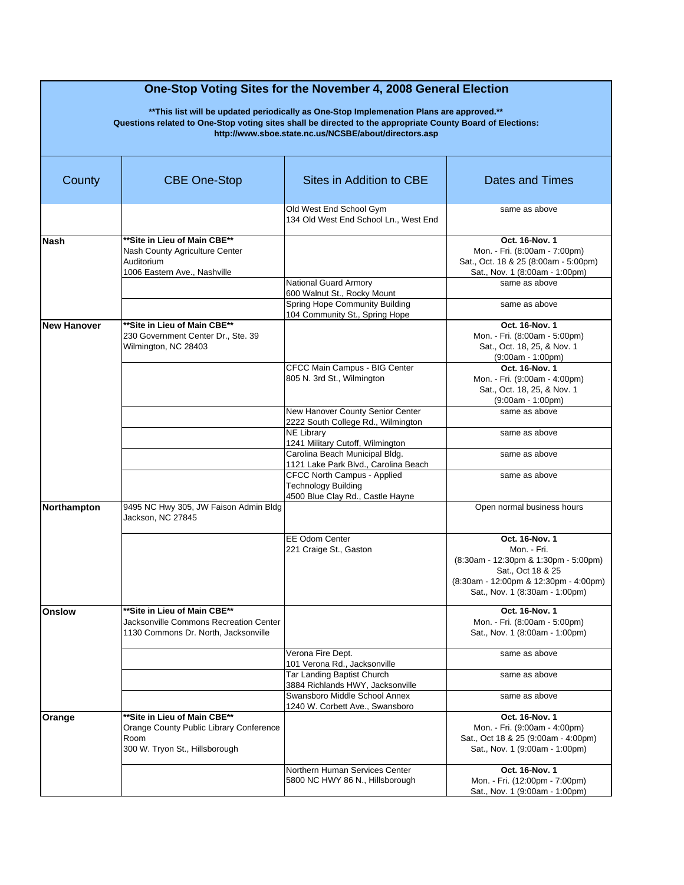## One-Stop Voting Sites for the November 4, 2008 General Election

**\*\*This list will be updated periodically as One-Stop Implemenation Plans are approved.\*\***
**Questions related to One-Stop voting sites shall be directed to the appropriate County Board of Elections:**
**http://www.sboe.state.nc.us/NCSBE/about/directors.asp**

| County | CBE One-Stop | Sites in Addition to CBE | Dates and Times |
|---|---|---|---|
| | | Old West End School Gym<br>134 Old West End School Ln., West End | same as above |
| **Nash** | **\*\*Site in Lieu of Main CBE\*\***<br>Nash County Agriculture Center Auditorium<br>1006 Eastern Ave., Nashville | | **Oct. 16-Nov. 1**<br>Mon. - Fri. (8:00am - 7:00pm)<br>Sat., Oct. 18 & 25 (8:00am - 5:00pm)<br>Sat., Nov. 1 (8:00am - 1:00pm) |
| | | National Guard Armory<br>600 Walnut St., Rocky Mount | same as above |
| | | Spring Hope Community Building<br>104 Community St., Spring Hope | same as above |
| **New Hanover** | **\*\*Site in Lieu of Main CBE\*\***<br>230 Government Center Dr., Ste. 39<br>Wilmington, NC 28403 | | **Oct. 16-Nov. 1**<br>Mon. - Fri. (8:00am - 5:00pm)<br>Sat., Oct. 18, 25, & Nov. 1<br>(9:00am - 1:00pm) |
| | | CFCC Main Campus - BIG Center<br>805 N. 3rd St., Wilmington | **Oct. 16-Nov. 1**<br>Mon. - Fri. (9:00am - 4:00pm)<br>Sat., Oct. 18, 25, & Nov. 1<br>(9:00am - 1:00pm) |
| | | New Hanover County Senior Center<br>2222 South College Rd., Wilmington | same as above |
| | | NE Library<br>1241 Military Cutoff, Wilmington | same as above |
| | | Carolina Beach Municipal Bldg.<br>1121 Lake Park Blvd., Carolina Beach | same as above |
| | | CFCC North Campus - Applied Technology Building<br>4500 Blue Clay Rd., Castle Hayne | same as above |
| **Northampton** | 9495 NC Hwy 305, JW Faison Admin Bldg<br>Jackson, NC 27845 | | Open normal business hours |
| | | EE Odom Center<br>221 Craige St., Gaston | **Oct. 16-Nov. 1**<br>Mon. - Fri.<br>(8:30am - 12:30pm & 1:30pm - 5:00pm)<br>Sat., Oct 18 & 25<br>(8:30am - 12:00pm & 12:30pm - 4:00pm)<br>Sat., Nov. 1 (8:30am - 1:00pm) |
| **Onslow** | **\*\*Site in Lieu of Main CBE\*\***<br>Jacksonville Commons Recreation Center<br>1130 Commons Dr. North, Jacksonville | | **Oct. 16-Nov. 1**<br>Mon. - Fri. (8:00am - 5:00pm)<br>Sat., Nov. 1 (8:00am - 1:00pm) |
| | | Verona Fire Dept.<br>101 Verona Rd., Jacksonville | same as above |
| | | Tar Landing Baptist Church<br>3884 Richlands HWY, Jacksonville | same as above |
| | | Swansboro Middle School Annex<br>1240 W. Corbett Ave., Swansboro | same as above |
| **Orange** | **\*\*Site in Lieu of Main CBE\*\***<br>Orange County Public Library Conference Room<br>300 W. Tryon St., Hillsborough | | **Oct. 16-Nov. 1**<br>Mon. - Fri. (9:00am - 4:00pm)<br>Sat., Oct 18 & 25 (9:00am - 4:00pm)<br>Sat., Nov. 1 (9:00am - 1:00pm) |
| | | Northern Human Services Center<br>5800 NC HWY 86 N., Hillsborough | **Oct. 16-Nov. 1**<br>Mon. - Fri. (12:00pm - 7:00pm)<br>Sat., Nov. 1 (9:00am - 1:00pm) |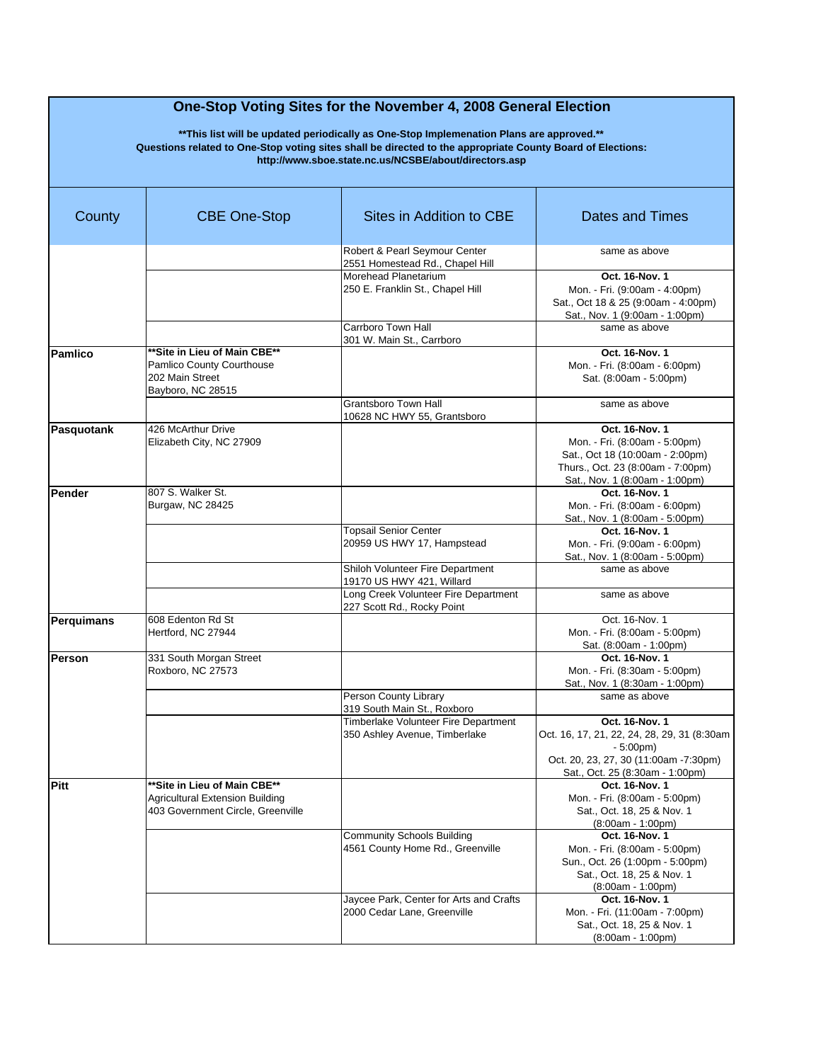## One-Stop Voting Sites for the November 4, 2008 General Election

**\*\*This list will be updated periodically as One-Stop Implemenation Plans are approved.\*\***
**Questions related to One-Stop voting sites shall be directed to the appropriate County Board of Elections:**
**http://www.sboe.state.nc.us/NCSBE/about/directors.asp**

| County | CBE One-Stop | Sites in Addition to CBE | Dates and Times |
|---|---|---|---|
| | | Robert & Pearl Seymour Center<br>2551 Homestead Rd., Chapel Hill | same as above |
| | | Morehead Planetarium<br>250 E. Franklin St., Chapel Hill | **Oct. 16-Nov. 1**<br>Mon. - Fri. (9:00am - 4:00pm)<br>Sat., Oct 18 & 25 (9:00am - 4:00pm)<br>Sat., Nov. 1 (9:00am - 1:00pm) |
| | | Carrboro Town Hall<br>301 W. Main St., Carrboro | same as above |
| **Pamlico** | **\*\*Site in Lieu of Main CBE\*\***<br>Pamlico County Courthouse<br>202 Main Street<br>Bayboro, NC 28515 | | **Oct. 16-Nov. 1**<br>Mon. - Fri. (8:00am - 6:00pm)<br>Sat. (8:00am - 5:00pm) |
| | | Grantsboro Town Hall<br>10628 NC HWY 55, Grantsboro | same as above |
| **Pasquotank** | 426 McArthur Drive<br>Elizabeth City, NC 27909 | | **Oct. 16-Nov. 1**<br>Mon. - Fri. (8:00am - 5:00pm)<br>Sat., Oct 18 (10:00am - 2:00pm)<br>Thurs., Oct. 23 (8:00am - 7:00pm)<br>Sat., Nov. 1 (8:00am - 1:00pm) |
| **Pender** | 807 S. Walker St.<br>Burgaw, NC 28425 | | **Oct. 16-Nov. 1**<br>Mon. - Fri. (8:00am - 6:00pm)<br>Sat., Nov. 1 (8:00am - 5:00pm) |
| | | Topsail Senior Center<br>20959 US HWY 17, Hampstead | **Oct. 16-Nov. 1**<br>Mon. - Fri. (9:00am - 6:00pm)<br>Sat., Nov. 1 (8:00am - 5:00pm) |
| | | Shiloh Volunteer Fire Department<br>19170 US HWY 421, Willard | same as above |
| | | Long Creek Volunteer Fire Department<br>227 Scott Rd., Rocky Point | same as above |
| **Perquimans** | 608 Edenton Rd St<br>Hertford, NC 27944 | | Oct. 16-Nov. 1<br>Mon. - Fri. (8:00am - 5:00pm)<br>Sat. (8:00am - 1:00pm) |
| **Person** | 331 South Morgan Street<br>Roxboro, NC 27573 | | **Oct. 16-Nov. 1**<br>Mon. - Fri. (8:30am - 5:00pm)<br>Sat., Nov. 1 (8:30am - 1:00pm) |
| | | Person County Library<br>319 South Main St., Roxboro | same as above |
| | | Timberlake Volunteer Fire Department<br>350 Ashley Avenue, Timberlake | **Oct. 16-Nov. 1**<br>Oct. 16, 17, 21, 22, 24, 28, 29, 31 (8:30am - 5:00pm)<br>Oct. 20, 23, 27, 30 (11:00am -7:30pm)<br>Sat., Oct. 25 (8:30am - 1:00pm) |
| **Pitt** | **\*\*Site in Lieu of Main CBE\*\***<br>Agricultural Extension Building<br>403 Government Circle, Greenville | | **Oct. 16-Nov. 1**<br>Mon. - Fri. (8:00am - 5:00pm)<br>Sat., Oct. 18, 25 & Nov. 1<br>(8:00am - 1:00pm) |
| | | Community Schools Building<br>4561 County Home Rd., Greenville | **Oct. 16-Nov. 1**<br>Mon. - Fri. (8:00am - 5:00pm)<br>Sun., Oct. 26 (1:00pm - 5:00pm)<br>Sat., Oct. 18, 25 & Nov. 1<br>(8:00am - 1:00pm) |
| | | Jaycee Park, Center for Arts and Crafts<br>2000 Cedar Lane, Greenville | **Oct. 16-Nov. 1**<br>Mon. - Fri. (11:00am - 7:00pm)<br>Sat., Oct. 18, 25 & Nov. 1<br>(8:00am - 1:00pm) |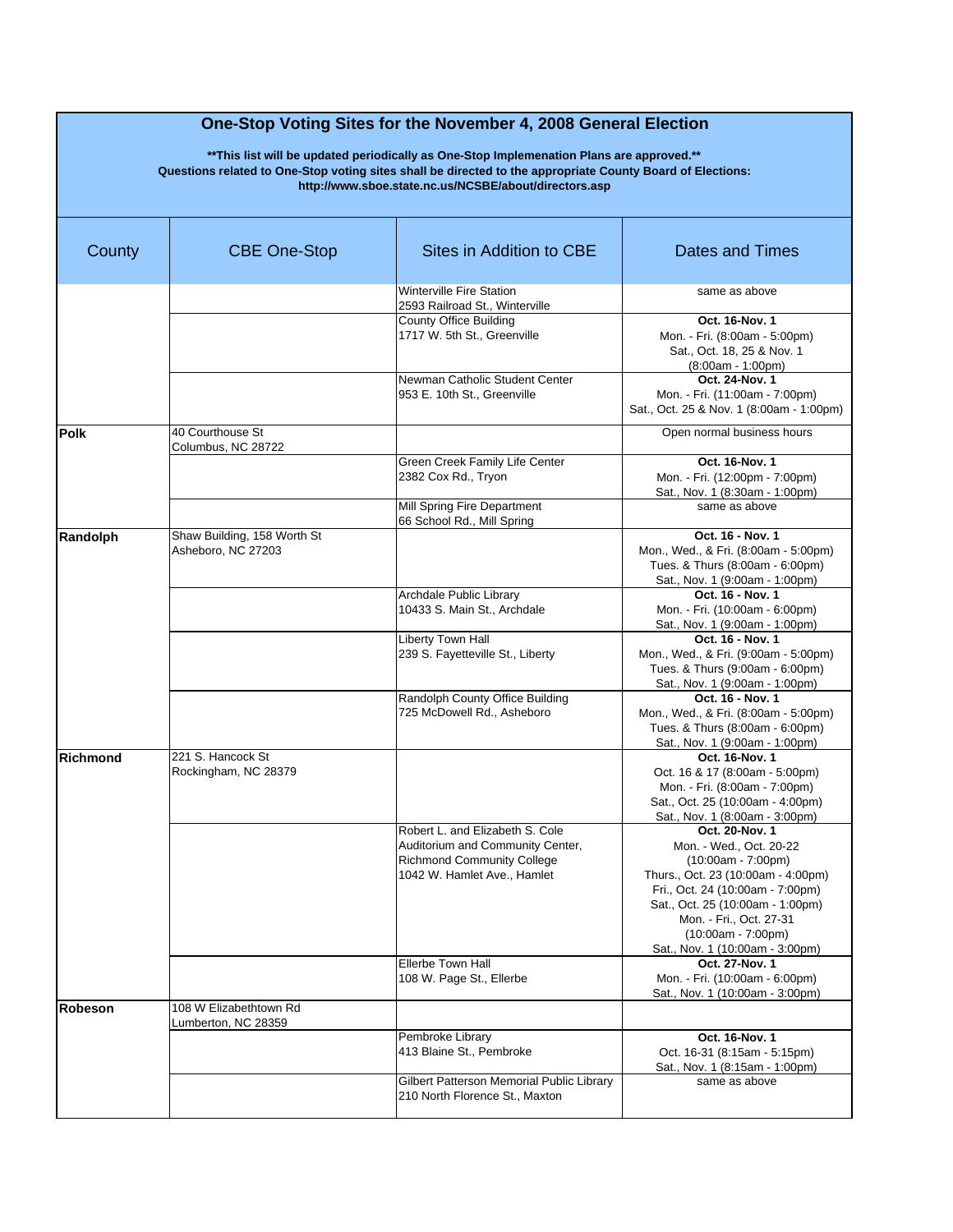## One-Stop Voting Sites for the November 4, 2008 General Election

**\*\*This list will be updated periodically as One-Stop Implemenation Plans are approved.\*\***
**Questions related to One-Stop voting sites shall be directed to the appropriate County Board of Elections:**
**http://www.sboe.state.nc.us/NCSBE/about/directors.asp**

| County | CBE One-Stop | Sites in Addition to CBE | Dates and Times |
|---|---|---|---|
| | | Winterville Fire Station<br>2593 Railroad St., Winterville | same as above |
| | | County Office Building<br>1717 W. 5th St., Greenville | **Oct. 16-Nov. 1**<br>Mon. - Fri. (8:00am - 5:00pm)<br>Sat., Oct. 18, 25 & Nov. 1<br>(8:00am - 1:00pm) |
| | | Newman Catholic Student Center<br>953 E. 10th St., Greenville | **Oct. 24-Nov. 1**<br>Mon. - Fri. (11:00am - 7:00pm)<br>Sat., Oct. 25 & Nov. 1 (8:00am - 1:00pm) |
| **Polk** | 40 Courthouse St<br>Columbus, NC 28722 | | Open normal business hours |
| | | Green Creek Family Life Center<br>2382 Cox Rd., Tryon | **Oct. 16-Nov. 1**<br>Mon. - Fri. (12:00pm - 7:00pm)<br>Sat., Nov. 1 (8:30am - 1:00pm) |
| | | Mill Spring Fire Department<br>66 School Rd., Mill Spring | same as above |
| **Randolph** | Shaw Building, 158 Worth St<br>Asheboro, NC 27203 | | **Oct. 16 - Nov. 1**<br>Mon., Wed., & Fri. (8:00am - 5:00pm)<br>Tues. & Thurs (8:00am - 6:00pm)<br>Sat., Nov. 1 (9:00am - 1:00pm) |
| | | Archdale Public Library<br>10433 S. Main St., Archdale | **Oct. 16 - Nov. 1**<br>Mon. - Fri. (10:00am - 6:00pm)<br>Sat., Nov. 1 (9:00am - 1:00pm) |
| | | Liberty Town Hall<br>239 S. Fayetteville St., Liberty | **Oct. 16 - Nov. 1**<br>Mon., Wed., & Fri. (9:00am - 5:00pm)<br>Tues. & Thurs (9:00am - 6:00pm)<br>Sat., Nov. 1 (9:00am - 1:00pm) |
| | | Randolph County Office Building<br>725 McDowell Rd., Asheboro | **Oct. 16 - Nov. 1**<br>Mon., Wed., & Fri. (8:00am - 5:00pm)<br>Tues. & Thurs (8:00am - 6:00pm)<br>Sat., Nov. 1 (9:00am - 1:00pm) |
| **Richmond** | 221 S. Hancock St<br>Rockingham, NC 28379 | | **Oct. 16-Nov. 1**<br>Oct. 16 & 17 (8:00am - 5:00pm)<br>Mon. - Fri. (8:00am - 7:00pm)<br>Sat., Oct. 25 (10:00am - 4:00pm)<br>Sat., Nov. 1 (8:00am - 3:00pm) |
| | | Robert L. and Elizabeth S. Cole Auditorium and Community Center, Richmond Community College<br>1042 W. Hamlet Ave., Hamlet | **Oct. 20-Nov. 1**<br>Mon. - Wed., Oct. 20-22<br>(10:00am - 7:00pm)<br>Thurs., Oct. 23 (10:00am - 4:00pm)<br>Fri., Oct. 24 (10:00am - 7:00pm)<br>Sat., Oct. 25 (10:00am - 1:00pm)<br>Mon. - Fri., Oct. 27-31<br>(10:00am - 7:00pm)<br>Sat., Nov. 1 (10:00am - 3:00pm) |
| | | Ellerbe Town Hall<br>108 W. Page St., Ellerbe | **Oct. 27-Nov. 1**<br>Mon. - Fri. (10:00am - 6:00pm)<br>Sat., Nov. 1 (10:00am - 3:00pm) |
| **Robeson** | 108 W Elizabethtown Rd<br>Lumberton, NC 28359 | | |
| | | Pembroke Library<br>413 Blaine St., Pembroke | **Oct. 16-Nov. 1**<br>Oct. 16-31 (8:15am - 5:15pm)<br>Sat., Nov. 1 (8:15am - 1:00pm) |
| | | Gilbert Patterson Memorial Public Library<br>210 North Florence St., Maxton | same as above |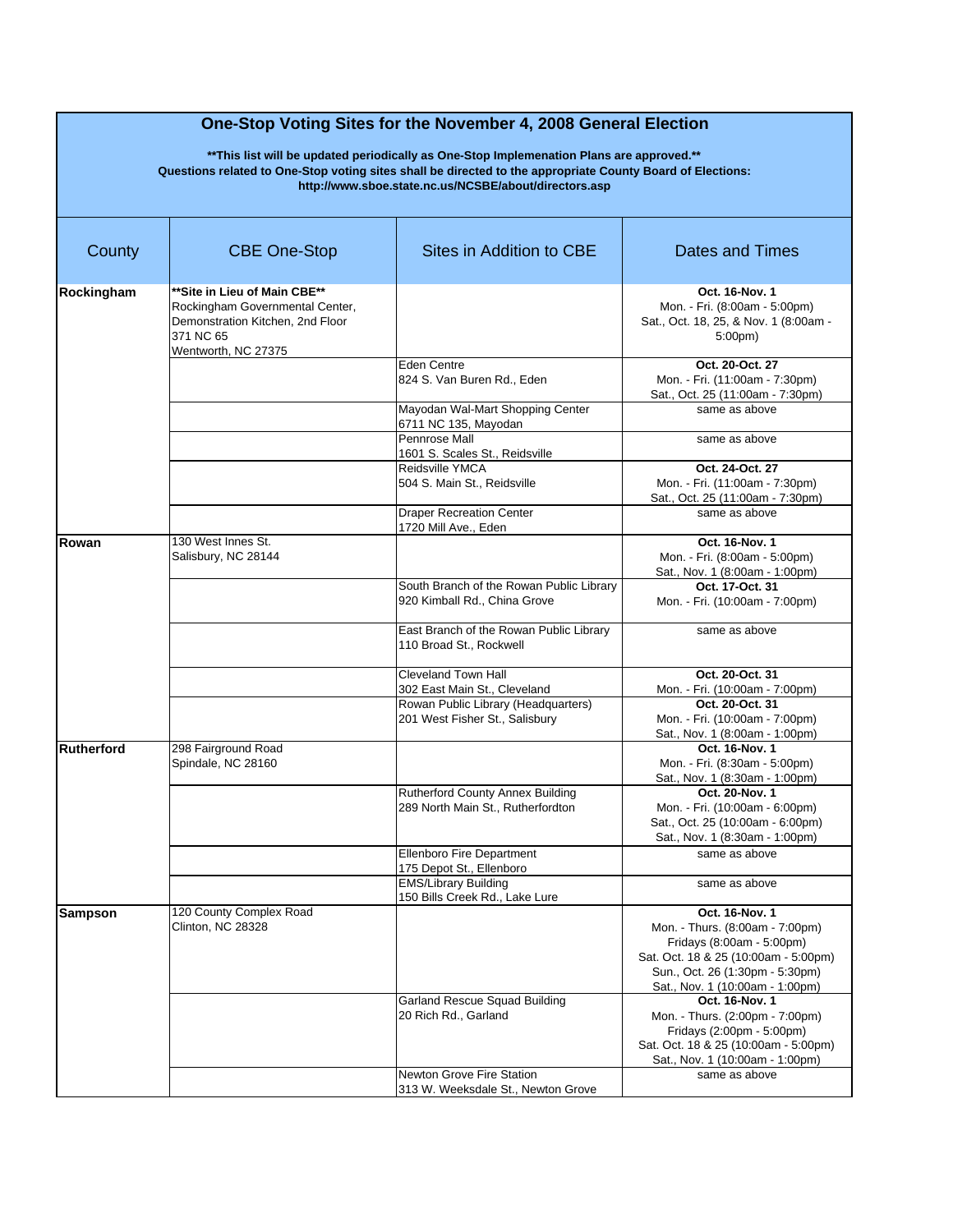# One-Stop Voting Sites for the November 4, 2008 General Election

**\*\*This list will be updated periodically as One-Stop Implemenation Plans are approved.\*\***
**Questions related to One-Stop voting sites shall be directed to the appropriate County Board of Elections:**
**http://www.sboe.state.nc.us/NCSBE/about/directors.asp**

| County | CBE One-Stop | Sites in Addition to CBE | Dates and Times |
|---|---|---|---|
| **Rockingham** | **\*\*Site in Lieu of Main CBE\*\***<br>Rockingham Governmental Center, Demonstration Kitchen, 2nd Floor<br>371 NC 65<br>Wentworth, NC 27375 | | **Oct. 16-Nov. 1**<br>Mon. - Fri. (8:00am - 5:00pm)<br>Sat., Oct. 18, 25, & Nov. 1 (8:00am - 5:00pm) |
| | | Eden Centre<br>824 S. Van Buren Rd., Eden | **Oct. 20-Oct. 27**<br>Mon. - Fri. (11:00am - 7:30pm)<br>Sat., Oct. 25 (11:00am - 7:30pm) |
| | | Mayodan Wal-Mart Shopping Center<br>6711 NC 135, Mayodan | same as above |
| | | Pennrose Mall<br>1601 S. Scales St., Reidsville | same as above |
| | | Reidsville YMCA<br>504 S. Main St., Reidsville | **Oct. 24-Oct. 27**<br>Mon. - Fri. (11:00am - 7:30pm)<br>Sat., Oct. 25 (11:00am - 7:30pm) |
| | | Draper Recreation Center<br>1720 Mill Ave., Eden | same as above |
| **Rowan** | 130 West Innes St.<br>Salisbury, NC 28144 | | **Oct. 16-Nov. 1**<br>Mon. - Fri. (8:00am - 5:00pm)<br>Sat., Nov. 1 (8:00am - 1:00pm) |
| | | South Branch of the Rowan Public Library<br>920 Kimball Rd., China Grove | **Oct. 17-Oct. 31**<br>Mon. - Fri. (10:00am - 7:00pm) |
| | | East Branch of the Rowan Public Library<br>110 Broad St., Rockwell | same as above |
| | | Cleveland Town Hall<br>302 East Main St., Cleveland | **Oct. 20-Oct. 31**<br>Mon. - Fri. (10:00am - 7:00pm) |
| | | Rowan Public Library (Headquarters)<br>201 West Fisher St., Salisbury | **Oct. 20-Oct. 31**<br>Mon. - Fri. (10:00am - 7:00pm)<br>Sat., Nov. 1 (8:00am - 1:00pm) |
| **Rutherford** | 298 Fairground Road<br>Spindale, NC 28160 | | **Oct. 16-Nov. 1**<br>Mon. - Fri. (8:30am - 5:00pm)<br>Sat., Nov. 1 (8:30am - 1:00pm) |
| | | Rutherford County Annex Building<br>289 North Main St., Rutherfordton | **Oct. 20-Nov. 1**<br>Mon. - Fri. (10:00am - 6:00pm)<br>Sat., Oct. 25 (10:00am - 6:00pm)<br>Sat., Nov. 1 (8:30am - 1:00pm) |
| | | Ellenboro Fire Department<br>175 Depot St., Ellenboro | same as above |
| | | EMS/Library Building<br>150 Bills Creek Rd., Lake Lure | same as above |
| **Sampson** | 120 County Complex Road<br>Clinton, NC 28328 | | **Oct. 16-Nov. 1**<br>Mon. - Thurs. (8:00am - 7:00pm)<br>Fridays (8:00am - 5:00pm)<br>Sat. Oct. 18 & 25 (10:00am - 5:00pm)<br>Sun., Oct. 26 (1:30pm - 5:30pm)<br>Sat., Nov. 1 (10:00am - 1:00pm) |
| | | Garland Rescue Squad Building<br>20 Rich Rd., Garland | **Oct. 16-Nov. 1**<br>Mon. - Thurs. (2:00pm - 7:00pm)<br>Fridays (2:00pm - 5:00pm)<br>Sat. Oct. 18 & 25 (10:00am - 5:00pm)<br>Sat., Nov. 1 (10:00am - 1:00pm) |
| | | Newton Grove Fire Station<br>313 W. Weeksdale St., Newton Grove | same as above |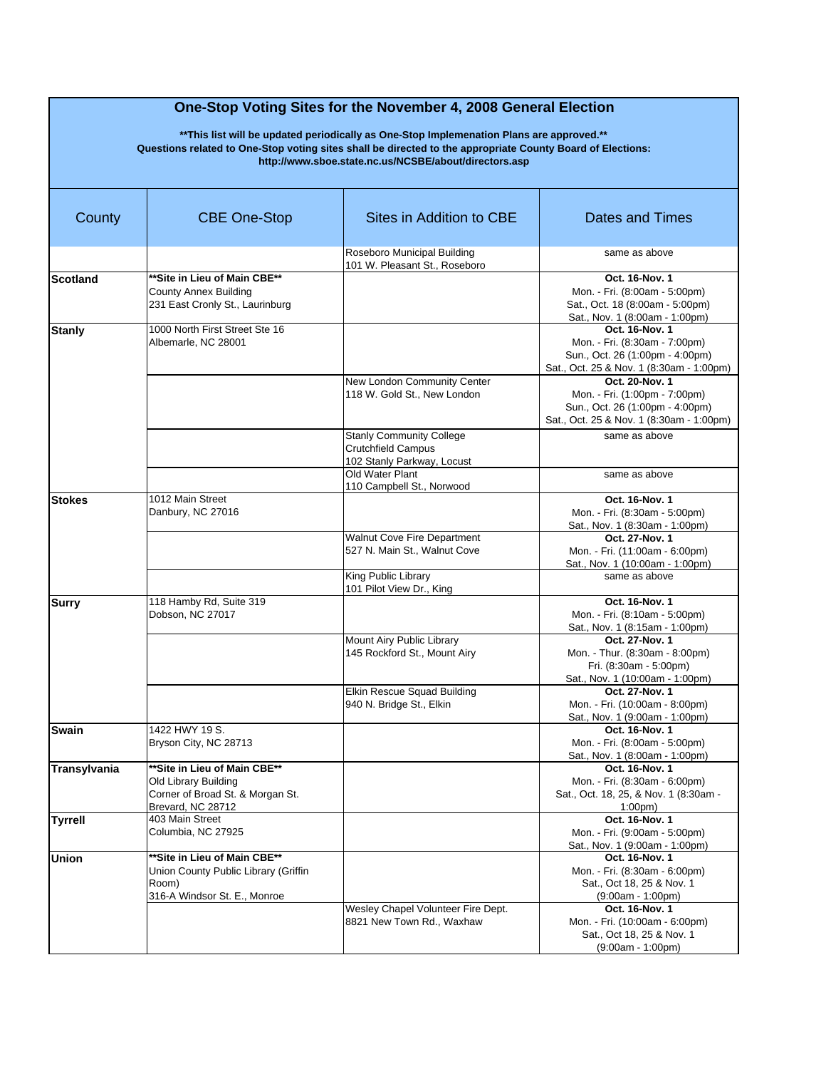## One-Stop Voting Sites for the November 4, 2008 General Election

**\*\*This list will be updated periodically as One-Stop Implemenation Plans are approved.\*\***
**Questions related to One-Stop voting sites shall be directed to the appropriate County Board of Elections:**
**http://www.sboe.state.nc.us/NCSBE/about/directors.asp**

| County | CBE One-Stop | Sites in Addition to CBE | Dates and Times |
|---|---|---|---|
| | | Roseboro Municipal Building<br>101 W. Pleasant St., Roseboro | same as above |
| **Scotland** | **\*\*Site in Lieu of Main CBE\*\***<br>County Annex Building<br>231 East Cronly St., Laurinburg | | **Oct. 16-Nov. 1**<br>Mon. - Fri. (8:00am - 5:00pm)<br>Sat., Oct. 18 (8:00am - 5:00pm)<br>Sat., Nov. 1 (8:00am - 1:00pm) |
| **Stanly** | 1000 North First Street Ste 16<br>Albemarle, NC 28001 | | **Oct. 16-Nov. 1**<br>Mon. - Fri. (8:30am - 7:00pm)<br>Sun., Oct. 26 (1:00pm - 4:00pm)<br>Sat., Oct. 25 & Nov. 1 (8:30am - 1:00pm) |
| | | New London Community Center<br>118 W. Gold St., New London | **Oct. 20-Nov. 1**<br>Mon. - Fri. (1:00pm - 7:00pm)<br>Sun., Oct. 26 (1:00pm - 4:00pm)<br>Sat., Oct. 25 & Nov. 1 (8:30am - 1:00pm) |
| | | Stanly Community College<br>Crutchfield Campus<br>102 Stanly Parkway, Locust | same as above |
| | | Old Water Plant<br>110 Campbell St., Norwood | same as above |
| **Stokes** | 1012 Main Street<br>Danbury, NC 27016 | | **Oct. 16-Nov. 1**<br>Mon. - Fri. (8:30am - 5:00pm)<br>Sat., Nov. 1 (8:30am - 1:00pm) |
| | | Walnut Cove Fire Department<br>527 N. Main St., Walnut Cove | **Oct. 27-Nov. 1**<br>Mon. - Fri. (11:00am - 6:00pm)<br>Sat., Nov. 1 (10:00am - 1:00pm) |
| | | King Public Library<br>101 Pilot View Dr., King | same as above |
| **Surry** | 118 Hamby Rd, Suite 319<br>Dobson, NC 27017 | | **Oct. 16-Nov. 1**<br>Mon. - Fri. (8:10am - 5:00pm)<br>Sat., Nov. 1 (8:15am - 1:00pm) |
| | | Mount Airy Public Library<br>145 Rockford St., Mount Airy | **Oct. 27-Nov. 1**<br>Mon. - Thur. (8:30am - 8:00pm)<br>Fri. (8:30am - 5:00pm)<br>Sat., Nov. 1 (10:00am - 1:00pm) |
| | | Elkin Rescue Squad Building<br>940 N. Bridge St., Elkin | **Oct. 27-Nov. 1**<br>Mon. - Fri. (10:00am - 8:00pm)<br>Sat., Nov. 1 (9:00am - 1:00pm) |
| **Swain** | 1422 HWY 19 S.<br>Bryson City, NC 28713 | | **Oct. 16-Nov. 1**<br>Mon. - Fri. (8:00am - 5:00pm)<br>Sat., Nov. 1 (8:00am - 1:00pm) |
| **Transylvania** | **\*\*Site in Lieu of Main CBE\*\***<br>Old Library Building<br>Corner of Broad St. & Morgan St.<br>Brevard, NC 28712 | | **Oct. 16-Nov. 1**<br>Mon. - Fri. (8:30am - 6:00pm)<br>Sat., Oct. 18, 25, & Nov. 1 (8:30am - 1:00pm) |
| **Tyrrell** | 403 Main Street<br>Columbia, NC 27925 | | **Oct. 16-Nov. 1**<br>Mon. - Fri. (9:00am - 5:00pm)<br>Sat., Nov. 1 (9:00am - 1:00pm) |
| **Union** | **\*\*Site in Lieu of Main CBE\*\***<br>Union County Public Library (Griffin Room)<br>316-A Windsor St. E., Monroe | | **Oct. 16-Nov. 1**<br>Mon. - Fri. (8:30am - 6:00pm)<br>Sat., Oct 18, 25 & Nov. 1<br>(9:00am - 1:00pm) |
| | | Wesley Chapel Volunteer Fire Dept.<br>8821 New Town Rd., Waxhaw | **Oct. 16-Nov. 1**<br>Mon. - Fri. (10:00am - 6:00pm)<br>Sat., Oct 18, 25 & Nov. 1<br>(9:00am - 1:00pm) |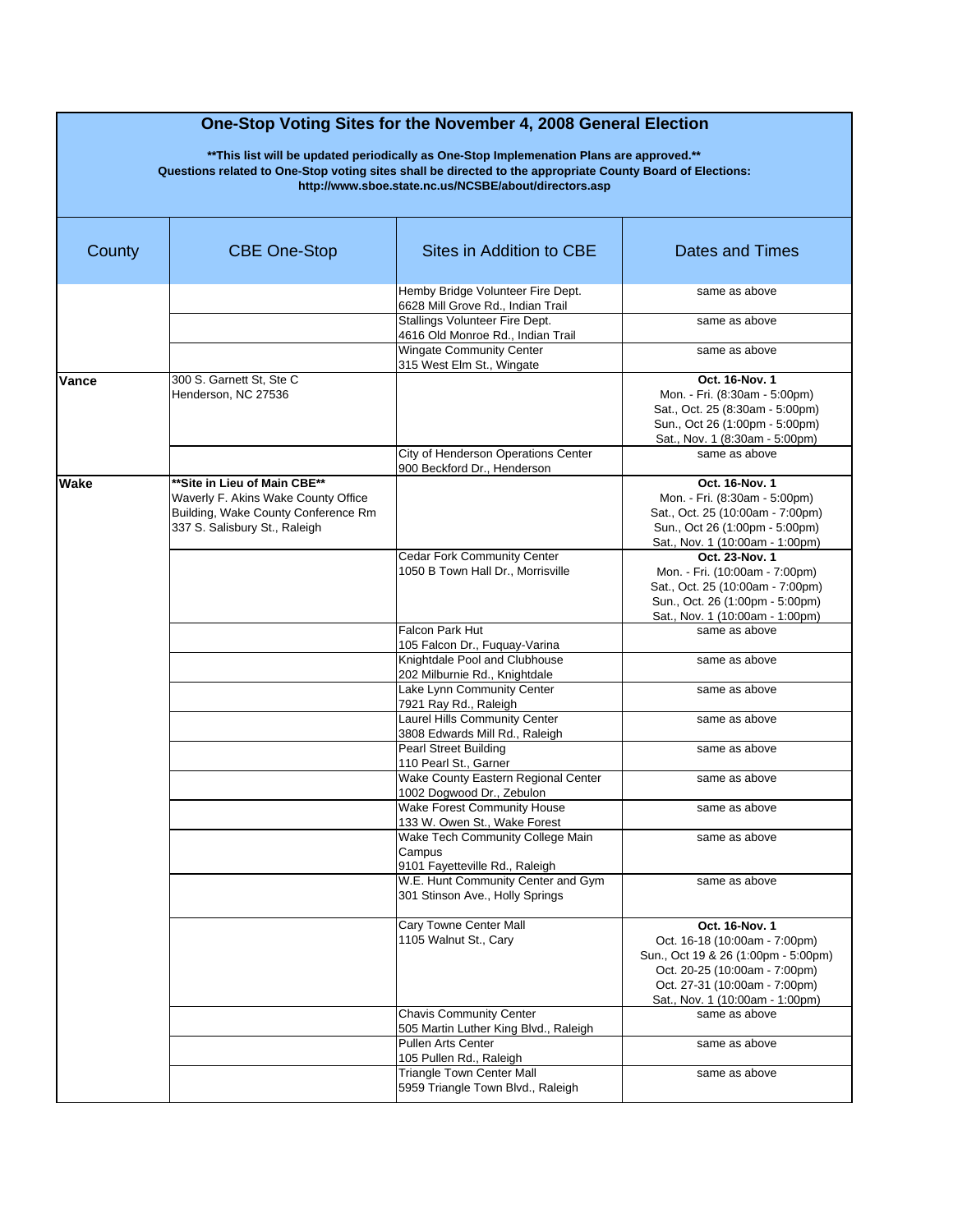## One-Stop Voting Sites for the November 4, 2008 General Election

**\*\*This list will be updated periodically as One-Stop Implemenation Plans are approved.\*\***
**Questions related to One-Stop voting sites shall be directed to the appropriate County Board of Elections:**
**http://www.sboe.state.nc.us/NCSBE/about/directors.asp**

| County | CBE One-Stop | Sites in Addition to CBE | Dates and Times |
|---|---|---|---|
| | | Hemby Bridge Volunteer Fire Dept.<br>6628 Mill Grove Rd., Indian Trail | same as above |
| | | Stallings Volunteer Fire Dept.<br>4616 Old Monroe Rd., Indian Trail | same as above |
| | | Wingate Community Center<br>315 West Elm St., Wingate | same as above |
| **Vance** | 300 S. Garnett St, Ste C<br>Henderson, NC 27536 | | **Oct. 16-Nov. 1**<br>Mon. - Fri. (8:30am - 5:00pm)<br>Sat., Oct. 25 (8:30am - 5:00pm)<br>Sun., Oct 26 (1:00pm - 5:00pm)<br>Sat., Nov. 1 (8:30am - 5:00pm) |
| | | City of Henderson Operations Center<br>900 Beckford Dr., Henderson | same as above |
| **Wake** | **\*\*Site in Lieu of Main CBE\*\***<br>Waverly F. Akins Wake County Office Building, Wake County Conference Rm<br>337 S. Salisbury St., Raleigh | | **Oct. 16-Nov. 1**<br>Mon. - Fri. (8:30am - 5:00pm)<br>Sat., Oct. 25 (10:00am - 7:00pm)<br>Sun., Oct 26 (1:00pm - 5:00pm)<br>Sat., Nov. 1 (10:00am - 1:00pm) |
| | | Cedar Fork Community Center<br>1050 B Town Hall Dr., Morrisville | **Oct. 23-Nov. 1**<br>Mon. - Fri. (10:00am - 7:00pm)<br>Sat., Oct. 25 (10:00am - 7:00pm)<br>Sun., Oct. 26 (1:00pm - 5:00pm)<br>Sat., Nov. 1 (10:00am - 1:00pm) |
| | | Falcon Park Hut<br>105 Falcon Dr., Fuquay-Varina | same as above |
| | | Knightdale Pool and Clubhouse<br>202 Milburnie Rd., Knightdale | same as above |
| | | Lake Lynn Community Center<br>7921 Ray Rd., Raleigh | same as above |
| | | Laurel Hills Community Center<br>3808 Edwards Mill Rd., Raleigh | same as above |
| | | Pearl Street Building<br>110 Pearl St., Garner | same as above |
| | | Wake County Eastern Regional Center<br>1002 Dogwood Dr., Zebulon | same as above |
| | | Wake Forest Community House<br>133 W. Owen St., Wake Forest | same as above |
| | | Wake Tech Community College Main Campus<br>9101 Fayetteville Rd., Raleigh | same as above |
| | | W.E. Hunt Community Center and Gym<br>301 Stinson Ave., Holly Springs | same as above |
| | | Cary Towne Center Mall<br>1105 Walnut St., Cary | **Oct. 16-Nov. 1**<br>Oct. 16-18 (10:00am - 7:00pm)<br>Sun., Oct 19 & 26 (1:00pm - 5:00pm)<br>Oct. 20-25 (10:00am - 7:00pm)<br>Oct. 27-31 (10:00am - 7:00pm)<br>Sat., Nov. 1 (10:00am - 1:00pm) |
| | | Chavis Community Center<br>505 Martin Luther King Blvd., Raleigh | same as above |
| | | Pullen Arts Center<br>105 Pullen Rd., Raleigh | same as above |
| | | Triangle Town Center Mall<br>5959 Triangle Town Blvd., Raleigh | same as above |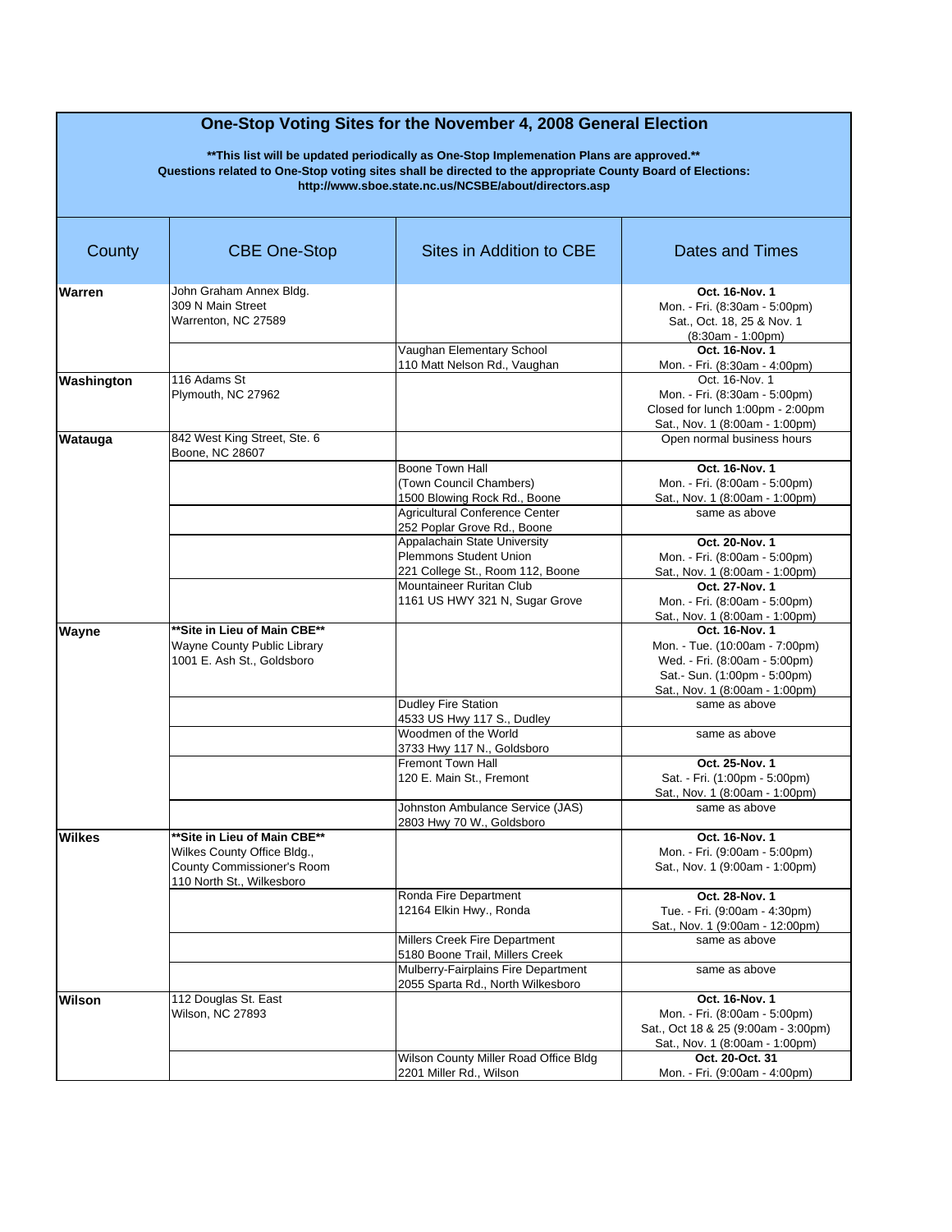# One-Stop Voting Sites for the November 4, 2008 General Election

**\*\*This list will be updated periodically as One-Stop Implemenation Plans are approved.\*\***
**Questions related to One-Stop voting sites shall be directed to the appropriate County Board of Elections:**
**http://www.sboe.state.nc.us/NCSBE/about/directors.asp**

| County | CBE One-Stop | Sites in Addition to CBE | Dates and Times |
|---|---|---|---|
| **Warren** | John Graham Annex Bldg.<br>309 N Main Street<br>Warrenton, NC 27589 | | **Oct. 16-Nov. 1**<br>Mon. - Fri. (8:30am - 5:00pm)<br>Sat., Oct. 18, 25 & Nov. 1<br>(8:30am - 1:00pm) |
| | | Vaughan Elementary School<br>110 Matt Nelson Rd., Vaughan | **Oct. 16-Nov. 1**<br>Mon. - Fri. (8:30am - 4:00pm) |
| **Washington** | 116 Adams St<br>Plymouth, NC 27962 | | Oct. 16-Nov. 1<br>Mon. - Fri. (8:30am - 5:00pm)<br>Closed for lunch 1:00pm - 2:00pm<br>Sat., Nov. 1 (8:00am - 1:00pm) |
| **Watauga** | 842 West King Street, Ste. 6<br>Boone, NC 28607 | | Open normal business hours |
| | | Boone Town Hall<br>(Town Council Chambers)<br>1500 Blowing Rock Rd., Boone | **Oct. 16-Nov. 1**<br>Mon. - Fri. (8:00am - 5:00pm)<br>Sat., Nov. 1 (8:00am - 1:00pm) |
| | | Agricultural Conference Center<br>252 Poplar Grove Rd., Boone | same as above |
| | | Appalachain State University<br>Plemmons Student Union<br>221 College St., Room 112, Boone | **Oct. 20-Nov. 1**<br>Mon. - Fri. (8:00am - 5:00pm)<br>Sat., Nov. 1 (8:00am - 1:00pm) |
| | | Mountaineer Ruritan Club<br>1161 US HWY 321 N, Sugar Grove | **Oct. 27-Nov. 1**<br>Mon. - Fri. (8:00am - 5:00pm)<br>Sat., Nov. 1 (8:00am - 1:00pm) |
| **Wayne** | **\*\*Site in Lieu of Main CBE\*\***<br>Wayne County Public Library<br>1001 E. Ash St., Goldsboro | | **Oct. 16-Nov. 1**<br>Mon. - Tue. (10:00am - 7:00pm)<br>Wed. - Fri. (8:00am - 5:00pm)<br>Sat.- Sun. (1:00pm - 5:00pm)<br>Sat., Nov. 1 (8:00am - 1:00pm) |
| | | Dudley Fire Station<br>4533 US Hwy 117 S., Dudley | same as above |
| | | Woodmen of the World<br>3733 Hwy 117 N., Goldsboro | same as above |
| | | Fremont Town Hall<br>120 E. Main St., Fremont | **Oct. 25-Nov. 1**<br>Sat. - Fri. (1:00pm - 5:00pm)<br>Sat., Nov. 1 (8:00am - 1:00pm) |
| | | Johnston Ambulance Service (JAS)<br>2803 Hwy 70 W., Goldsboro | same as above |
| **Wilkes** | **\*\*Site in Lieu of Main CBE\*\***<br>Wilkes County Office Bldg.,<br>County Commissioner's Room<br>110 North St., Wilkesboro | | **Oct. 16-Nov. 1**<br>Mon. - Fri. (9:00am - 5:00pm)<br>Sat., Nov. 1 (9:00am - 1:00pm) |
| | | Ronda Fire Department<br>12164 Elkin Hwy., Ronda | **Oct. 28-Nov. 1**<br>Tue. - Fri. (9:00am - 4:30pm)<br>Sat., Nov. 1 (9:00am - 12:00pm) |
| | | Millers Creek Fire Department<br>5180 Boone Trail, Millers Creek | same as above |
| | | Mulberry-Fairplains Fire Department<br>2055 Sparta Rd., North Wilkesboro | same as above |
| **Wilson** | 112 Douglas St. East<br>Wilson, NC 27893 | | **Oct. 16-Nov. 1**<br>Mon. - Fri. (8:00am - 5:00pm)<br>Sat., Oct 18 & 25 (9:00am - 3:00pm)<br>Sat., Nov. 1 (8:00am - 1:00pm) |
| | | Wilson County Miller Road Office Bldg<br>2201 Miller Rd., Wilson | **Oct. 20-Oct. 31**<br>Mon. - Fri. (9:00am - 4:00pm) |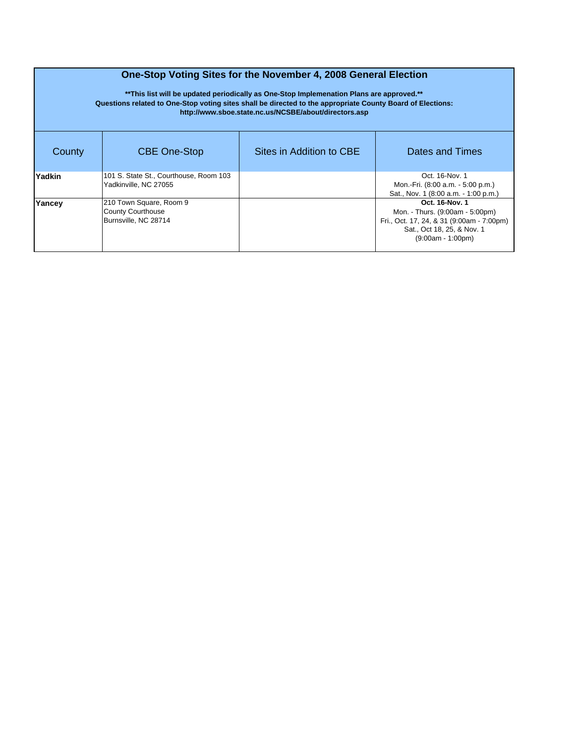## One-Stop Voting Sites for the November 4, 2008 General Election

**\*\*This list will be updated periodically as One-Stop Implemenation Plans are approved.\*\***
**Questions related to One-Stop voting sites shall be directed to the appropriate County Board of Elections:**
**http://www.sboe.state.nc.us/NCSBE/about/directors.asp**

| County | CBE One-Stop | Sites in Addition to CBE | Dates and Times |
|---|---|---|---|
| **Yadkin** | 101 S. State St., Courthouse, Room 103<br>Yadkinville, NC 27055 | | Oct. 16-Nov. 1<br>Mon.-Fri. (8:00 a.m. - 5:00 p.m.)<br>Sat., Nov. 1 (8:00 a.m. - 1:00 p.m.) |
| **Yancey** | 210 Town Square, Room 9<br>County Courthouse<br>Burnsville, NC 28714 | | **Oct. 16-Nov. 1**<br>Mon. - Thurs. (9:00am - 5:00pm)<br>Fri., Oct. 17, 24, & 31 (9:00am - 7:00pm)<br>Sat., Oct 18, 25, & Nov. 1<br>(9:00am - 1:00pm) |